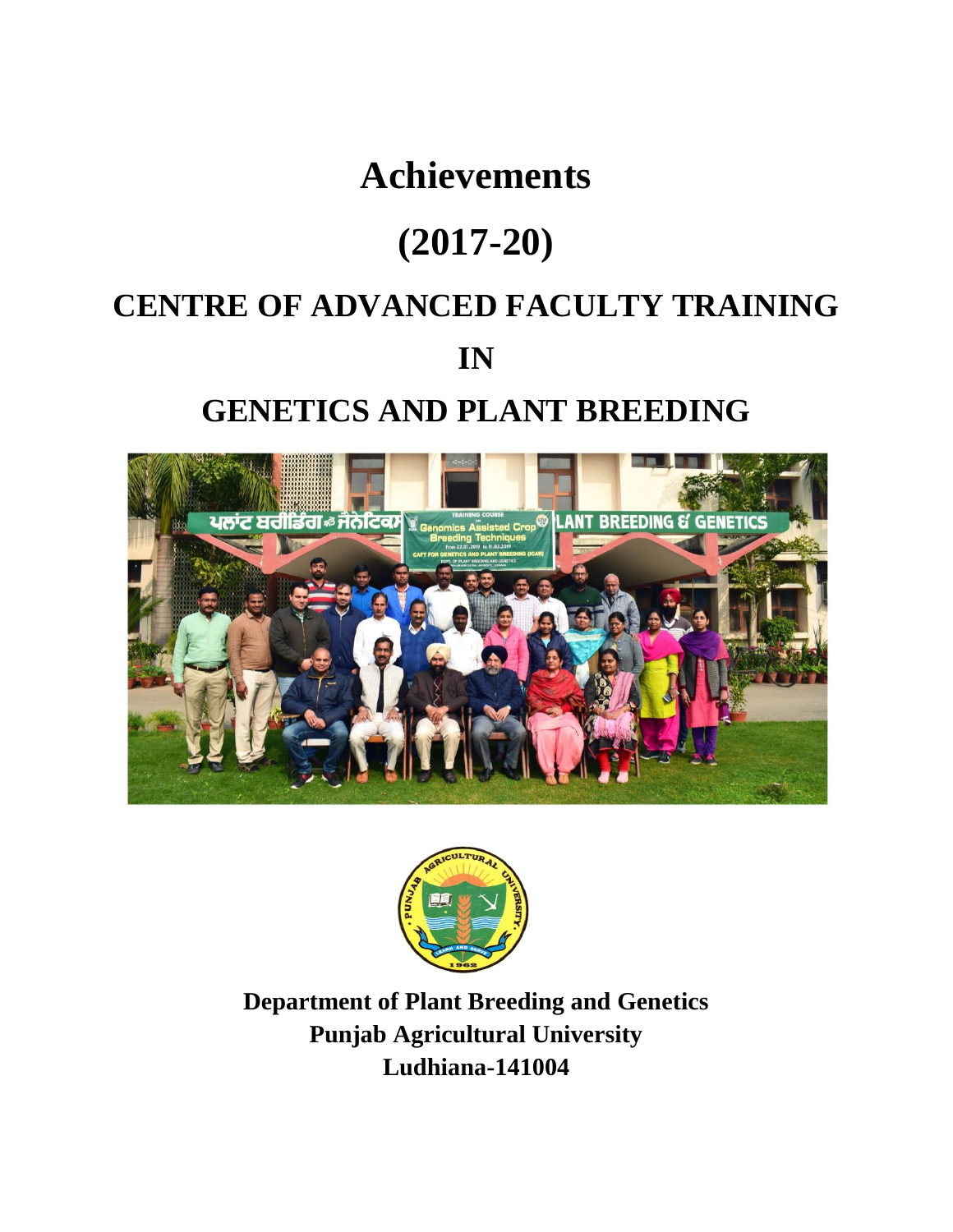# Achievements

# (2017-20)

# CENTRE OF ADVANCED FACULTY TRAINING

# IN

# GENETICS AND PLANT BREEDING

**Department of Plant Breeding and Genetics**
**Punjab Agricultural University**
**Ludhiana-141004**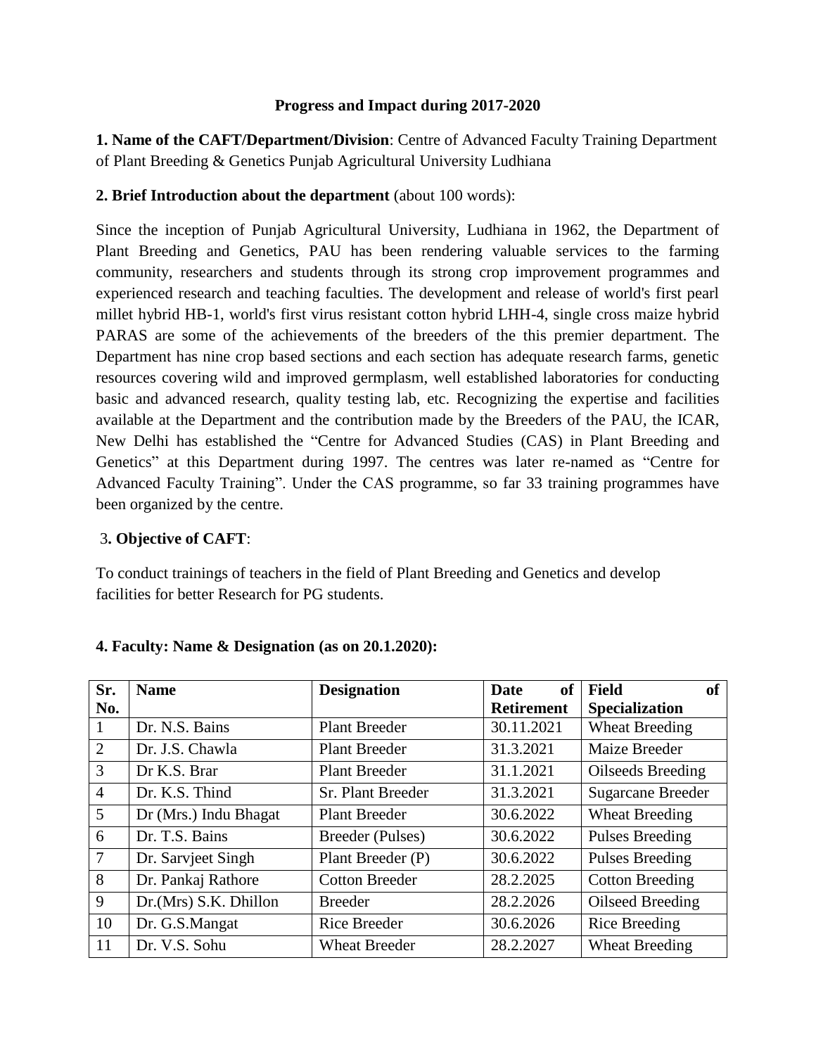## Progress and Impact during 2017-2020

**1. Name of the CAFT/Department/Division**: Centre of Advanced Faculty Training Department of Plant Breeding & Genetics Punjab Agricultural University Ludhiana

**2. Brief Introduction about the department** (about 100 words):

Since the inception of Punjab Agricultural University, Ludhiana in 1962, the Department of Plant Breeding and Genetics, PAU has been rendering valuable services to the farming community, researchers and students through its strong crop improvement programmes and experienced research and teaching faculties. The development and release of world's first pearl millet hybrid HB-1, world's first virus resistant cotton hybrid LHH-4, single cross maize hybrid PARAS are some of the achievements of the breeders of the this premier department. The Department has nine crop based sections and each section has adequate research farms, genetic resources covering wild and improved germplasm, well established laboratories for conducting basic and advanced research, quality testing lab, etc. Recognizing the expertise and facilities available at the Department and the contribution made by the Breeders of the PAU, the ICAR, New Delhi has established the "Centre for Advanced Studies (CAS) in Plant Breeding and Genetics" at this Department during 1997. The centres was later re-named as "Centre for Advanced Faculty Training". Under the CAS programme, so far 33 training programmes have been organized by the centre.

3**. Objective of CAFT**:

To conduct trainings of teachers in the field of Plant Breeding and Genetics and develop facilities for better Research for PG students.

**4. Faculty: Name & Designation (as on 20.1.2020):**

| Sr. No. | Name | Designation | Date of Retirement | Field of Specialization |
|---|---|---|---|---|
| 1 | Dr. N.S. Bains | Plant Breeder | 30.11.2021 | Wheat Breeding |
| 2 | Dr. J.S. Chawla | Plant Breeder | 31.3.2021 | Maize Breeder |
| 3 | Dr K.S. Brar | Plant Breeder | 31.1.2021 | Oilseeds Breeding |
| 4 | Dr. K.S. Thind | Sr. Plant Breeder | 31.3.2021 | Sugarcane Breeder |
| 5 | Dr (Mrs.) Indu Bhagat | Plant Breeder | 30.6.2022 | Wheat Breeding |
| 6 | Dr. T.S. Bains | Breeder (Pulses) | 30.6.2022 | Pulses Breeding |
| 7 | Dr. Sarvjeet Singh | Plant Breeder (P) | 30.6.2022 | Pulses Breeding |
| 8 | Dr. Pankaj Rathore | Cotton Breeder | 28.2.2025 | Cotton Breeding |
| 9 | Dr.(Mrs) S.K. Dhillon | Breeder | 28.2.2026 | Oilseed Breeding |
| 10 | Dr. G.S.Mangat | Rice Breeder | 30.6.2026 | Rice Breeding |
| 11 | Dr. V.S. Sohu | Wheat Breeder | 28.2.2027 | Wheat Breeding |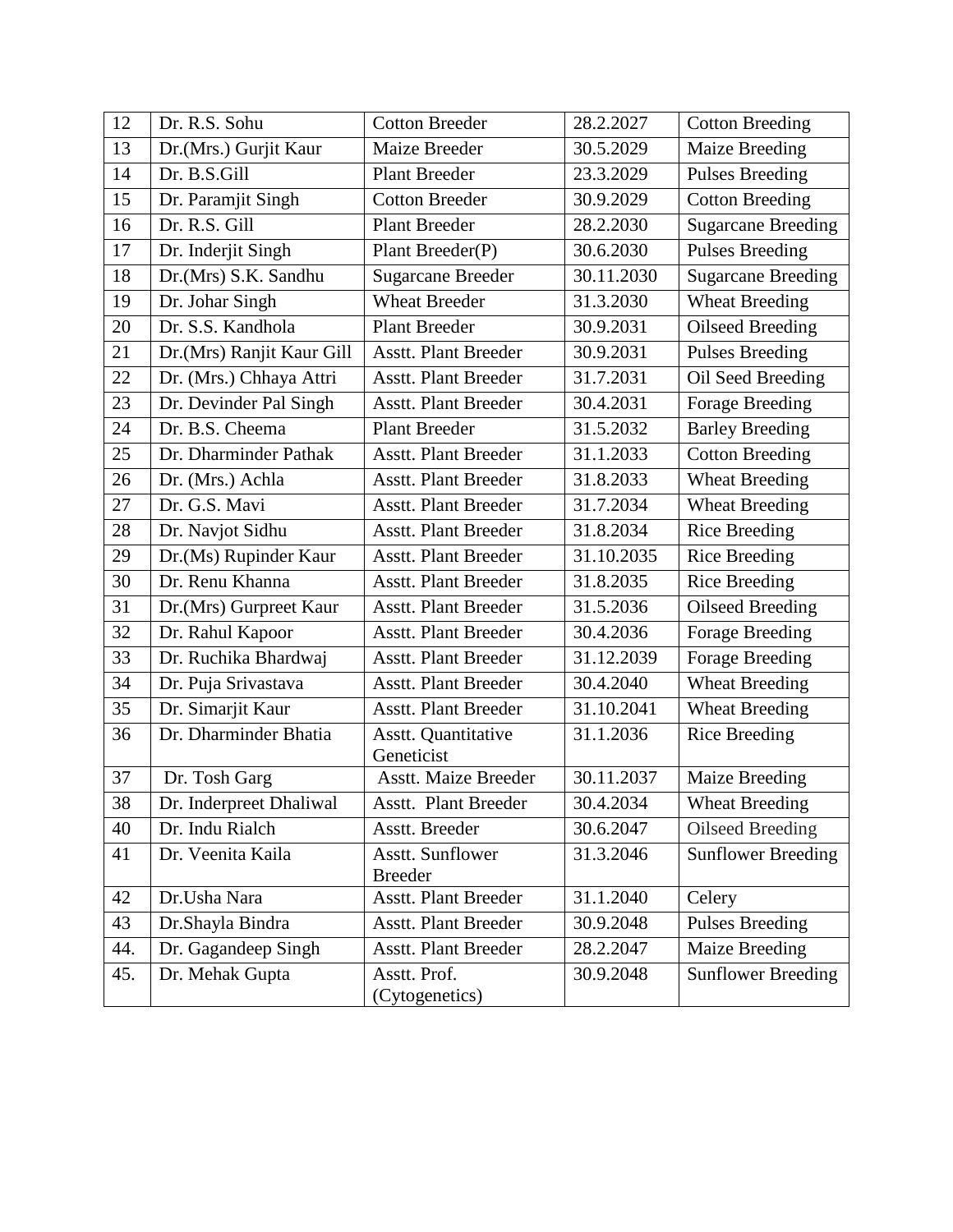| 12 | Dr. R.S. Sohu | Cotton Breeder | 28.2.2027 | Cotton Breeding |
|---|---|---|---|---|
| 13 | Dr.(Mrs.) Gurjit Kaur | Maize Breeder | 30.5.2029 | Maize Breeding |
| 14 | Dr. B.S.Gill | Plant Breeder | 23.3.2029 | Pulses Breeding |
| 15 | Dr. Paramjit Singh | Cotton Breeder | 30.9.2029 | Cotton Breeding |
| 16 | Dr. R.S. Gill | Plant Breeder | 28.2.2030 | Sugarcane Breeding |
| 17 | Dr. Inderjit Singh | Plant Breeder(P) | 30.6.2030 | Pulses Breeding |
| 18 | Dr.(Mrs) S.K. Sandhu | Sugarcane Breeder | 30.11.2030 | Sugarcane Breeding |
| 19 | Dr. Johar Singh | Wheat Breeder | 31.3.2030 | Wheat Breeding |
| 20 | Dr. S.S. Kandhola | Plant Breeder | 30.9.2031 | Oilseed Breeding |
| 21 | Dr.(Mrs) Ranjit Kaur Gill | Asstt. Plant Breeder | 30.9.2031 | Pulses Breeding |
| 22 | Dr. (Mrs.) Chhaya Attri | Asstt. Plant Breeder | 31.7.2031 | Oil Seed Breeding |
| 23 | Dr. Devinder Pal Singh | Asstt. Plant Breeder | 30.4.2031 | Forage Breeding |
| 24 | Dr. B.S. Cheema | Plant Breeder | 31.5.2032 | Barley Breeding |
| 25 | Dr. Dharminder Pathak | Asstt. Plant Breeder | 31.1.2033 | Cotton Breeding |
| 26 | Dr. (Mrs.) Achla | Asstt. Plant Breeder | 31.8.2033 | Wheat Breeding |
| 27 | Dr. G.S. Mavi | Asstt. Plant Breeder | 31.7.2034 | Wheat Breeding |
| 28 | Dr. Navjot Sidhu | Asstt. Plant Breeder | 31.8.2034 | Rice Breeding |
| 29 | Dr.(Ms) Rupinder Kaur | Asstt. Plant Breeder | 31.10.2035 | Rice Breeding |
| 30 | Dr. Renu Khanna | Asstt. Plant Breeder | 31.8.2035 | Rice Breeding |
| 31 | Dr.(Mrs) Gurpreet Kaur | Asstt. Plant Breeder | 31.5.2036 | Oilseed Breeding |
| 32 | Dr. Rahul Kapoor | Asstt. Plant Breeder | 30.4.2036 | Forage Breeding |
| 33 | Dr. Ruchika Bhardwaj | Asstt. Plant Breeder | 31.12.2039 | Forage Breeding |
| 34 | Dr. Puja Srivastava | Asstt. Plant Breeder | 30.4.2040 | Wheat Breeding |
| 35 | Dr. Simarjit Kaur | Asstt. Plant Breeder | 31.10.2041 | Wheat Breeding |
| 36 | Dr. Dharminder Bhatia | Asstt. Quantitative Geneticist | 31.1.2036 | Rice Breeding |
| 37 | Dr. Tosh Garg | Asstt. Maize Breeder | 30.11.2037 | Maize Breeding |
| 38 | Dr. Inderpreet Dhaliwal | Asstt. Plant Breeder | 30.4.2034 | Wheat Breeding |
| 40 | Dr. Indu Rialch | Asstt. Breeder | 30.6.2047 | Oilseed Breeding |
| 41 | Dr. Veenita Kaila | Asstt. Sunflower Breeder | 31.3.2046 | Sunflower Breeding |
| 42 | Dr.Usha Nara | Asstt. Plant Breeder | 31.1.2040 | Celery |
| 43 | Dr.Shayla Bindra | Asstt. Plant Breeder | 30.9.2048 | Pulses Breeding |
| 44. | Dr. Gagandeep Singh | Asstt. Plant Breeder | 28.2.2047 | Maize Breeding |
| 45. | Dr. Mehak Gupta | Asstt. Prof. (Cytogenetics) | 30.9.2048 | Sunflower Breeding |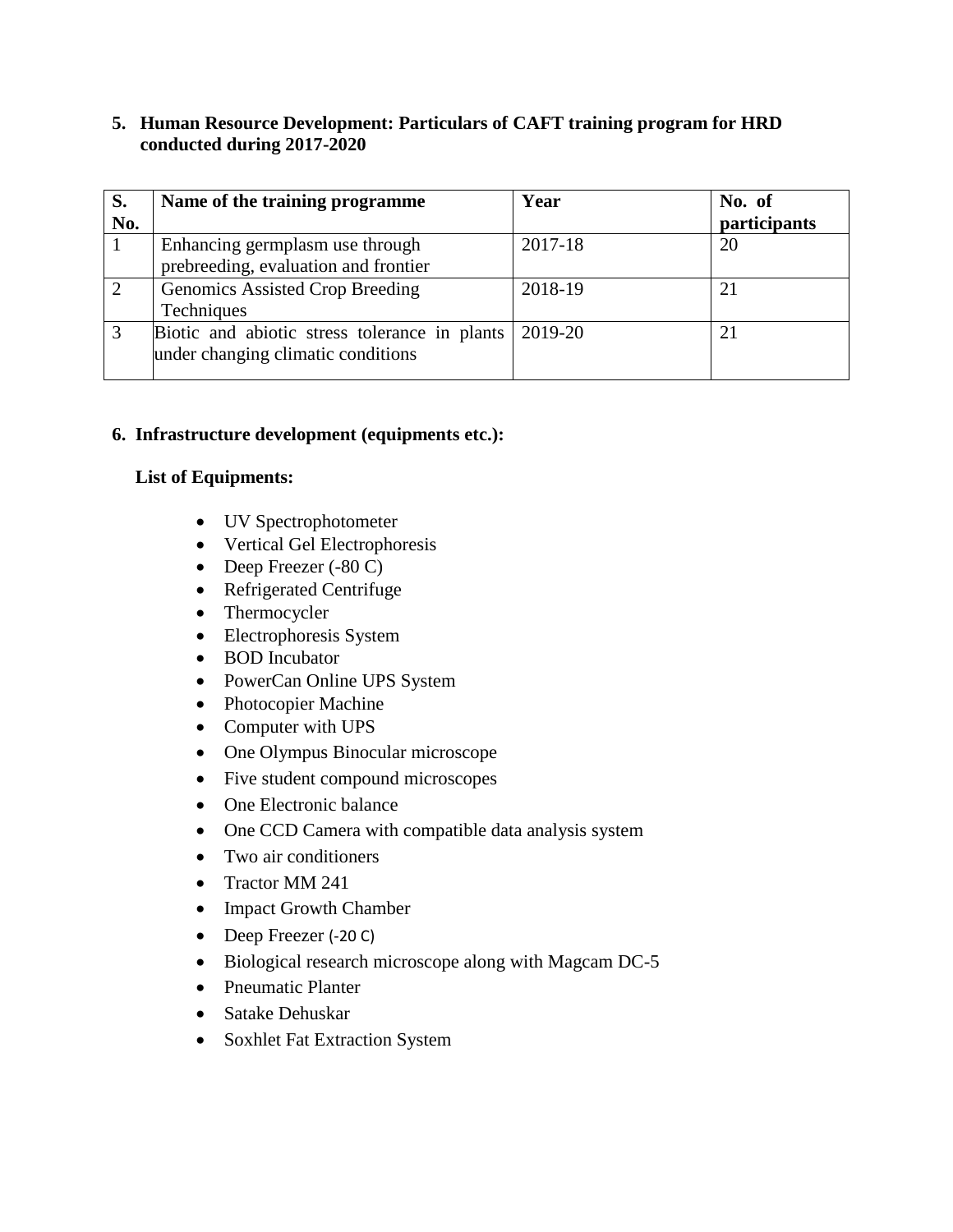**5. Human Resource Development: Particulars of CAFT training program for HRD conducted during 2017-2020**

| S. No. | Name of the training programme | Year | No. of participants |
|---|---|---|---|
| 1 | Enhancing germplasm use through prebreeding, evaluation and frontier | 2017-18 | 20 |
| 2 | Genomics Assisted Crop Breeding Techniques | 2018-19 | 21 |
| 3 | Biotic and abiotic stress tolerance in plants under changing climatic conditions | 2019-20 | 21 |

**6. Infrastructure development (equipments etc.):**

**List of Equipments:**

- UV Spectrophotometer
- Vertical Gel Electrophoresis
- Deep Freezer (-80 C)
- Refrigerated Centrifuge
- Thermocycler
- Electrophoresis System
- BOD Incubator
- PowerCan Online UPS System
- Photocopier Machine
- Computer with UPS
- One Olympus Binocular microscope
- Five student compound microscopes
- One Electronic balance
- One CCD Camera with compatible data analysis system
- Two air conditioners
- Tractor MM 241
- Impact Growth Chamber
- Deep Freezer (-20 C)
- Biological research microscope along with Magcam DC-5
- Pneumatic Planter
- Satake Dehuskar
- Soxhlet Fat Extraction System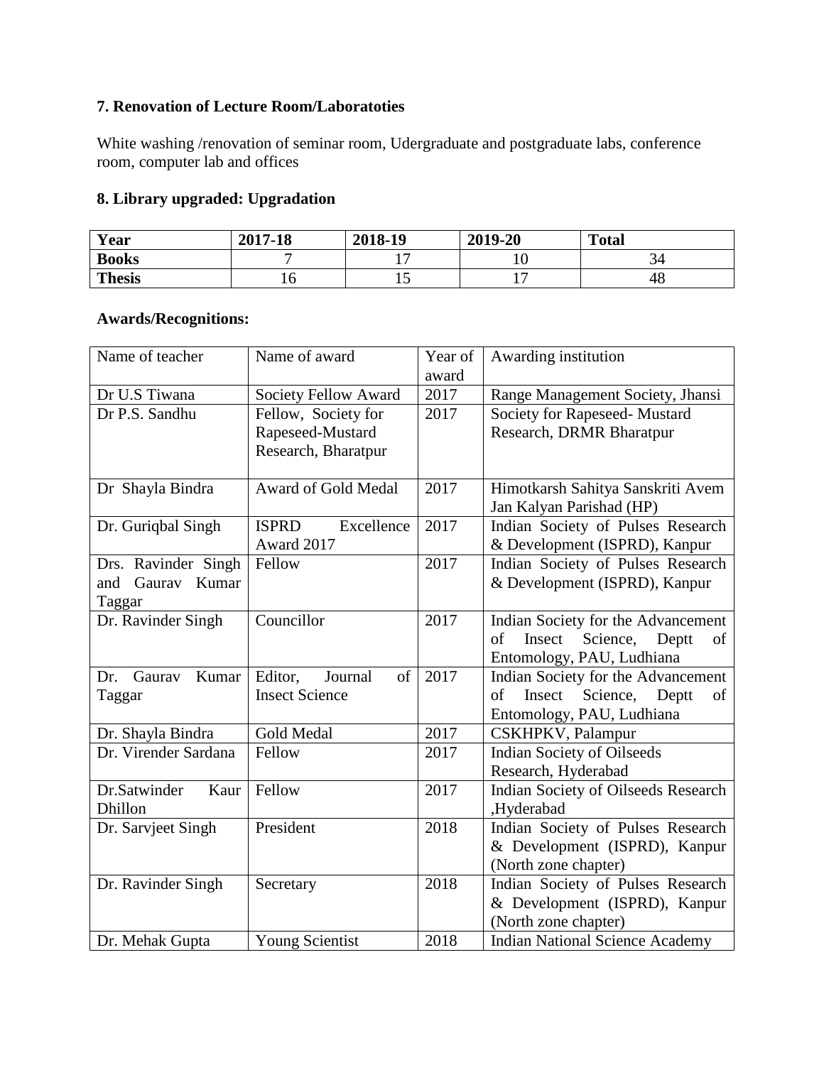### 7. Renovation of Lecture Room/Laboratoties

White washing /renovation of seminar room, Udergraduate and postgraduate labs, conference room, computer lab and offices

### 8. Library upgraded: Upgradation

| Year | 2017-18 | 2018-19 | 2019-20 | Total |
|---|---|---|---|---|
| **Books** | 7 | 17 | 10 | 34 |
| **Thesis** | 16 | 15 | 17 | 48 |

### Awards/Recognitions:

| Name of teacher | Name of award | Year of award | Awarding institution |
|---|---|---|---|
| Dr U.S Tiwana | Society Fellow Award | 2017 | Range Management Society, Jhansi |
| Dr P.S. Sandhu | Fellow, Society for Rapeseed-Mustard Research, Bharatpur | 2017 | Society for Rapeseed- Mustard Research, DRMR Bharatpur |
| Dr Shayla Bindra | Award of Gold Medal | 2017 | Himotkarsh Sahitya Sanskriti Avem Jan Kalyan Parishad (HP) |
| Dr. Guriqbal Singh | ISPRD Excellence Award 2017 | 2017 | Indian Society of Pulses Research & Development (ISPRD), Kanpur |
| Drs. Ravinder Singh and Gaurav Kumar Taggar | Fellow | 2017 | Indian Society of Pulses Research & Development (ISPRD), Kanpur |
| Dr. Ravinder Singh | Councillor | 2017 | Indian Society for the Advancement of Insect Science, Deptt of Entomology, PAU, Ludhiana |
| Dr. Gaurav Kumar Taggar | Editor, Journal of Insect Science | 2017 | Indian Society for the Advancement of Insect Science, Deptt of Entomology, PAU, Ludhiana |
| Dr. Shayla Bindra | Gold Medal | 2017 | CSKHPKV, Palampur |
| Dr. Virender Sardana | Fellow | 2017 | Indian Society of Oilseeds Research, Hyderabad |
| Dr.Satwinder Kaur Dhillon | Fellow | 2017 | Indian Society of Oilseeds Research ,Hyderabad |
| Dr. Sarvjeet Singh | President | 2018 | Indian Society of Pulses Research & Development (ISPRD), Kanpur (North zone chapter) |
| Dr. Ravinder Singh | Secretary | 2018 | Indian Society of Pulses Research & Development (ISPRD), Kanpur (North zone chapter) |
| Dr. Mehak Gupta | Young Scientist | 2018 | Indian National Science Academy |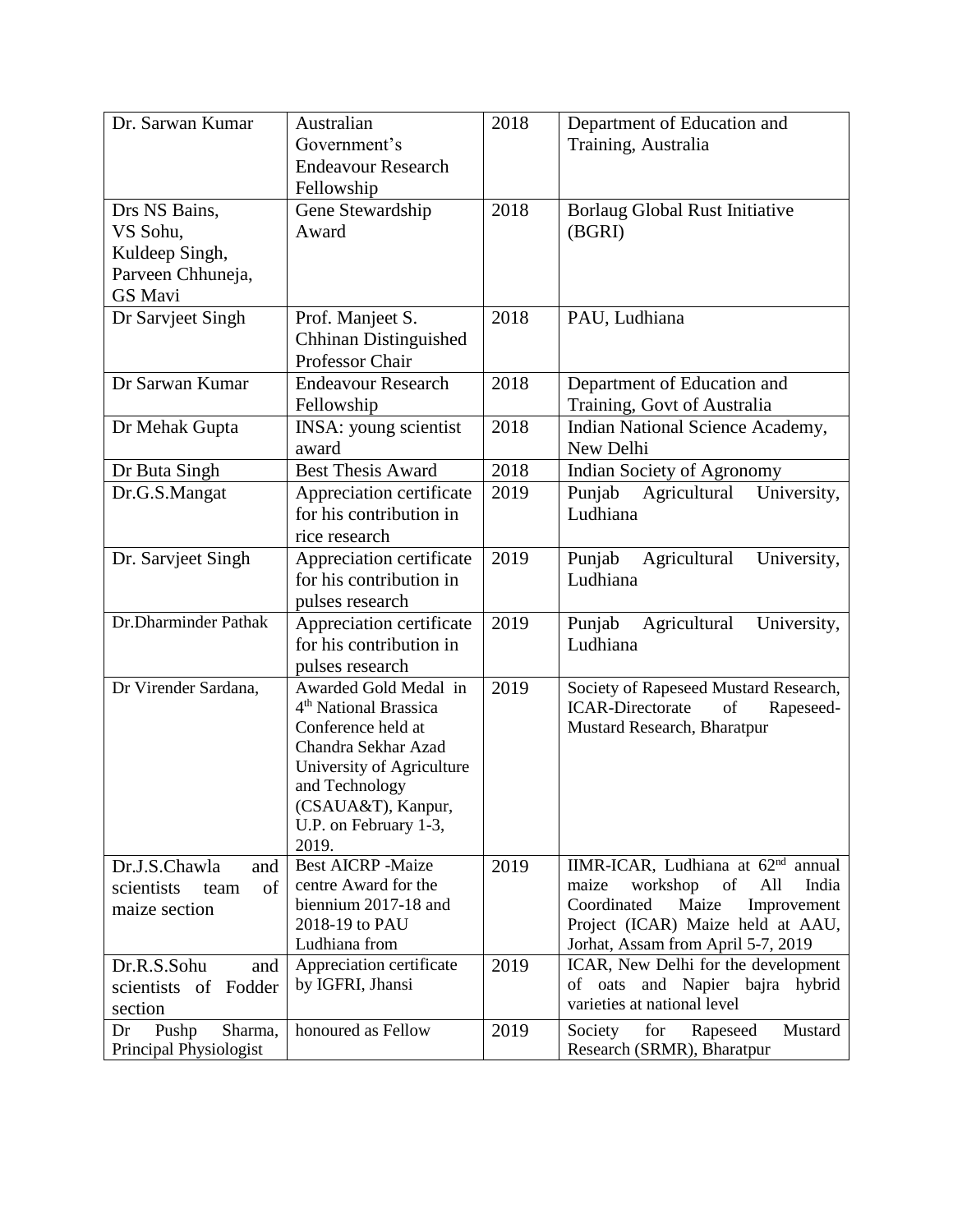| Dr. Sarwan Kumar | Australian Government's Endeavour Research Fellowship | 2018 | Department of Education and Training, Australia |
|---|---|---|---|
| Drs NS Bains, VS Sohu, Kuldeep Singh, Parveen Chhuneja, GS Mavi | Gene Stewardship Award | 2018 | Borlaug Global Rust Initiative (BGRI) |
| Dr Sarvjeet Singh | Prof. Manjeet S. Chhinan Distinguished Professor Chair | 2018 | PAU, Ludhiana |
| Dr Sarwan Kumar | Endeavour Research Fellowship | 2018 | Department of Education and Training, Govt of Australia |
| Dr Mehak Gupta | INSA: young scientist award | 2018 | Indian National Science Academy, New Delhi |
| Dr Buta Singh | Best Thesis Award | 2018 | Indian Society of Agronomy |
| Dr.G.S.Mangat | Appreciation certificate for his contribution in rice research | 2019 | Punjab Agricultural University, Ludhiana |
| Dr. Sarvjeet Singh | Appreciation certificate for his contribution in pulses research | 2019 | Punjab Agricultural University, Ludhiana |
| Dr.Dharminder Pathak | Appreciation certificate for his contribution in pulses research | 2019 | Punjab Agricultural University, Ludhiana |
| Dr Virender Sardana, | Awarded Gold Medal in 4th National Brassica Conference held at Chandra Sekhar Azad University of Agriculture and Technology (CSAUA&T), Kanpur, U.P. on February 1-3, 2019. | 2019 | Society of Rapeseed Mustard Research, ICAR-Directorate of Rapeseed-Mustard Research, Bharatpur |
| Dr.J.S.Chawla and scientists team of maize section | Best AICRP -Maize centre Award for the biennium 2017-18 and 2018-19 to PAU Ludhiana from | 2019 | IIMR-ICAR, Ludhiana at 62nd annual maize workshop of All India Coordinated Maize Improvement Project (ICAR) Maize held at AAU, Jorhat, Assam from April 5-7, 2019 |
| Dr.R.S.Sohu and scientists of Fodder section | Appreciation certificate by IGFRI, Jhansi | 2019 | ICAR, New Delhi for the development of oats and Napier bajra hybrid varieties at national level |
| Dr Pushp Sharma, Principal Physiologist | honoured as Fellow | 2019 | Society for Rapeseed Mustard Research (SRMR), Bharatpur |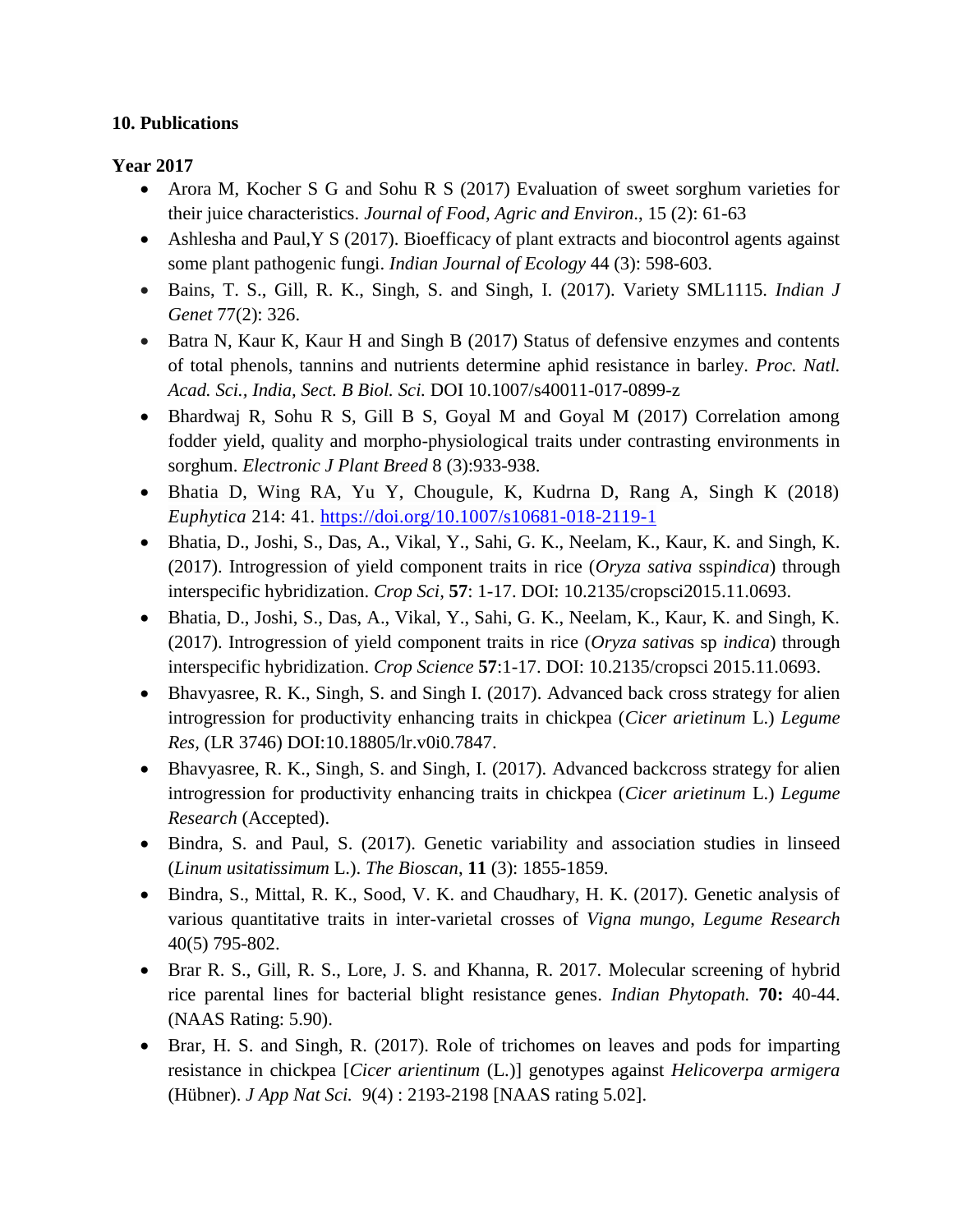**10. Publications**

**Year 2017**

- Arora M, Kocher S G and Sohu R S (2017) Evaluation of sweet sorghum varieties for their juice characteristics. *Journal of Food, Agric and Environ*., 15 (2): 61-63
- Ashlesha and Paul,Y S (2017). Bioefficacy of plant extracts and biocontrol agents against some plant pathogenic fungi. *Indian Journal of Ecology* 44 (3): 598-603.
- Bains, T. S., Gill, R. K., Singh, S. and Singh, I. (2017). Variety SML1115. *Indian J Genet* 77(2): 326.
- Batra N, Kaur K, Kaur H and Singh B (2017) Status of defensive enzymes and contents of total phenols, tannins and nutrients determine aphid resistance in barley. *Proc. Natl. Acad. Sci., India, Sect. B Biol. Sci.* DOI 10.1007/s40011-017-0899-z
- Bhardwaj R, Sohu R S, Gill B S, Goyal M and Goyal M (2017) Correlation among fodder yield, quality and morpho-physiological traits under contrasting environments in sorghum. *Electronic J Plant Breed* 8 (3):933-938.
- Bhatia D, Wing RA, Yu Y, Chougule, K, Kudrna D, Rang A, Singh K (2018) *Euphytica* 214: 41. https://doi.org/10.1007/s10681-018-2119-1
- Bhatia, D., Joshi, S., Das, A., Vikal, Y., Sahi, G. K., Neelam, K., Kaur, K. and Singh, K. (2017). Introgression of yield component traits in rice (*Oryza sativa* ssp*indica*) through interspecific hybridization. *Crop Sci*, **57**: 1-17. DOI: 10.2135/cropsci2015.11.0693.
- Bhatia, D., Joshi, S., Das, A., Vikal, Y., Sahi, G. K., Neelam, K., Kaur, K. and Singh, K. (2017). Introgression of yield component traits in rice (*Oryza sativa*s sp *indica*) through interspecific hybridization. *Crop Science* **57**:1-17. DOI: 10.2135/cropsci 2015.11.0693.
- Bhavyasree, R. K., Singh, S. and Singh I. (2017). Advanced back cross strategy for alien introgression for productivity enhancing traits in chickpea (*Cicer arietinum* L.) *Legume Res*, (LR 3746) DOI:10.18805/lr.v0i0.7847.
- Bhavyasree, R. K., Singh, S. and Singh, I. (2017). Advanced backcross strategy for alien introgression for productivity enhancing traits in chickpea (*Cicer arietinum* L.) *Legume Research* (Accepted).
- Bindra, S. and Paul, S. (2017). Genetic variability and association studies in linseed (*Linum usitatissimum* L.). *The Bioscan*, **11** (3): 1855-1859.
- Bindra, S., Mittal, R. K., Sood, V. K. and Chaudhary, H. K. (2017). Genetic analysis of various quantitative traits in inter-varietal crosses of *Vigna mungo*, *Legume Research* 40(5) 795-802.
- Brar R. S., Gill, R. S., Lore, J. S. and Khanna, R. 2017. Molecular screening of hybrid rice parental lines for bacterial blight resistance genes. *Indian Phytopath.* **70:** 40-44. (NAAS Rating: 5.90).
- Brar, H. S. and Singh, R. (2017). Role of trichomes on leaves and pods for imparting resistance in chickpea [*Cicer arientinum* (L.)] genotypes against *Helicoverpa armigera* (Hübner). *J App Nat Sci.* 9(4) : 2193-2198 [NAAS rating 5.02].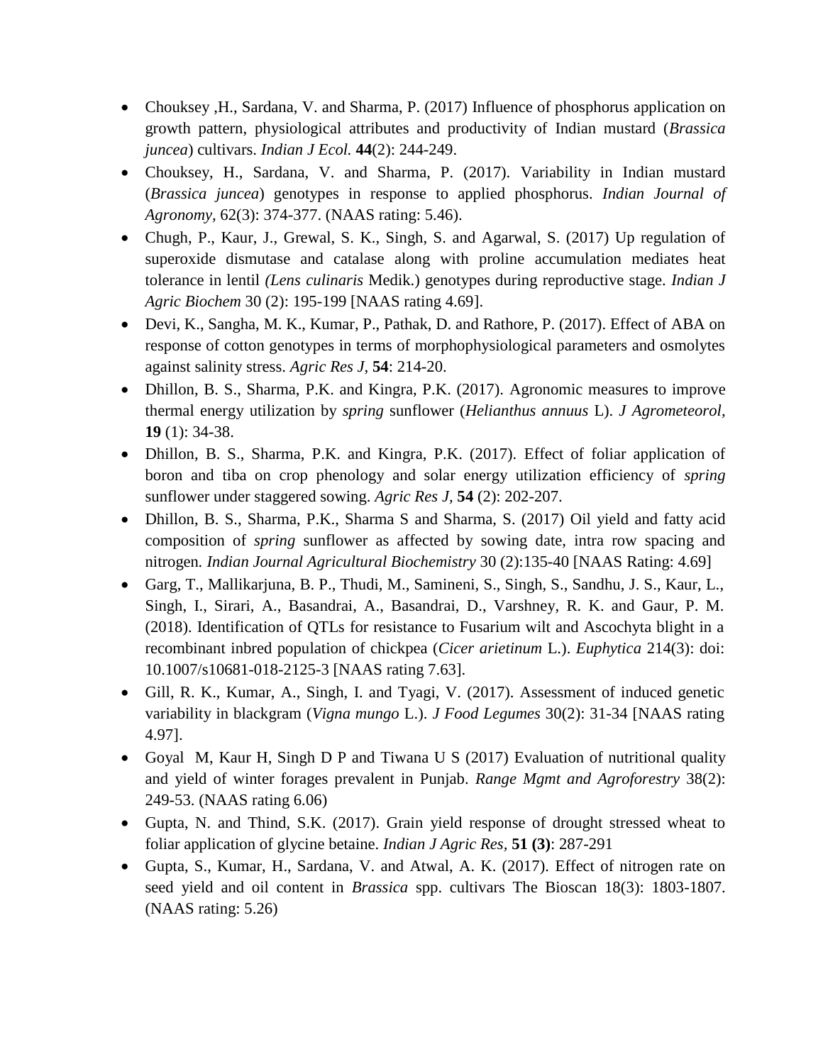- Chouksey ,H., Sardana, V. and Sharma, P. (2017) Influence of phosphorus application on growth pattern, physiological attributes and productivity of Indian mustard (*Brassica juncea*) cultivars. *Indian J Ecol.* **44**(2): 244-249.
- Chouksey, H., Sardana, V. and Sharma, P. (2017). Variability in Indian mustard (*Brassica juncea*) genotypes in response to applied phosphorus. *Indian Journal of Agronomy,* 62(3): 374-377. (NAAS rating: 5.46).
- Chugh, P., Kaur, J., Grewal, S. K., Singh, S. and Agarwal, S. (2017) Up regulation of superoxide dismutase and catalase along with proline accumulation mediates heat tolerance in lentil *(Lens culinaris* Medik.) genotypes during reproductive stage. *Indian J Agric Biochem* 30 (2): 195-199 [NAAS rating 4.69].
- Devi, K., Sangha, M. K., Kumar, P., Pathak, D. and Rathore, P. (2017). Effect of ABA on response of cotton genotypes in terms of morphophysiological parameters and osmolytes against salinity stress. *Agric Res J,* **54**: 214-20.
- Dhillon, B. S., Sharma, P.K. and Kingra, P.K. (2017). Agronomic measures to improve thermal energy utilization by *spring* sunflower (*Helianthus annuus* L). *J Agrometeorol,* **19** (1): 34-38.
- Dhillon, B. S., Sharma, P.K. and Kingra, P.K. (2017). Effect of foliar application of boron and tiba on crop phenology and solar energy utilization efficiency of *spring* sunflower under staggered sowing. *Agric Res J,* **54** (2): 202-207.
- Dhillon, B. S., Sharma, P.K., Sharma S and Sharma, S. (2017) Oil yield and fatty acid composition of *spring* sunflower as affected by sowing date, intra row spacing and nitrogen. *Indian Journal Agricultural Biochemistry* 30 (2):135-40 [NAAS Rating: 4.69]
- Garg, T., Mallikarjuna, B. P., Thudi, M., Samineni, S., Singh, S., Sandhu, J. S., Kaur, L., Singh, I., Sirari, A., Basandrai, A., Basandrai, D., Varshney, R. K. and Gaur, P. M. (2018). Identification of QTLs for resistance to Fusarium wilt and Ascochyta blight in a recombinant inbred population of chickpea (*Cicer arietinum* L.). *Euphytica* 214(3): doi: 10.1007/s10681-018-2125-3 [NAAS rating 7.63].
- Gill, R. K., Kumar, A., Singh, I. and Tyagi, V. (2017). Assessment of induced genetic variability in blackgram (*Vigna mungo* L.). *J Food Legumes* 30(2): 31-34 [NAAS rating 4.97].
- Goyal M, Kaur H, Singh D P and Tiwana U S (2017) Evaluation of nutritional quality and yield of winter forages prevalent in Punjab. *Range Mgmt and Agroforestry* 38(2): 249-53. (NAAS rating 6.06)
- Gupta, N. and Thind, S.K. (2017). Grain yield response of drought stressed wheat to foliar application of glycine betaine. *Indian J Agric Res,* **51 (3)**: 287-291
- Gupta, S., Kumar, H., Sardana, V. and Atwal, A. K. (2017). Effect of nitrogen rate on seed yield and oil content in *Brassica* spp. cultivars The Bioscan 18(3): 1803-1807. (NAAS rating: 5.26)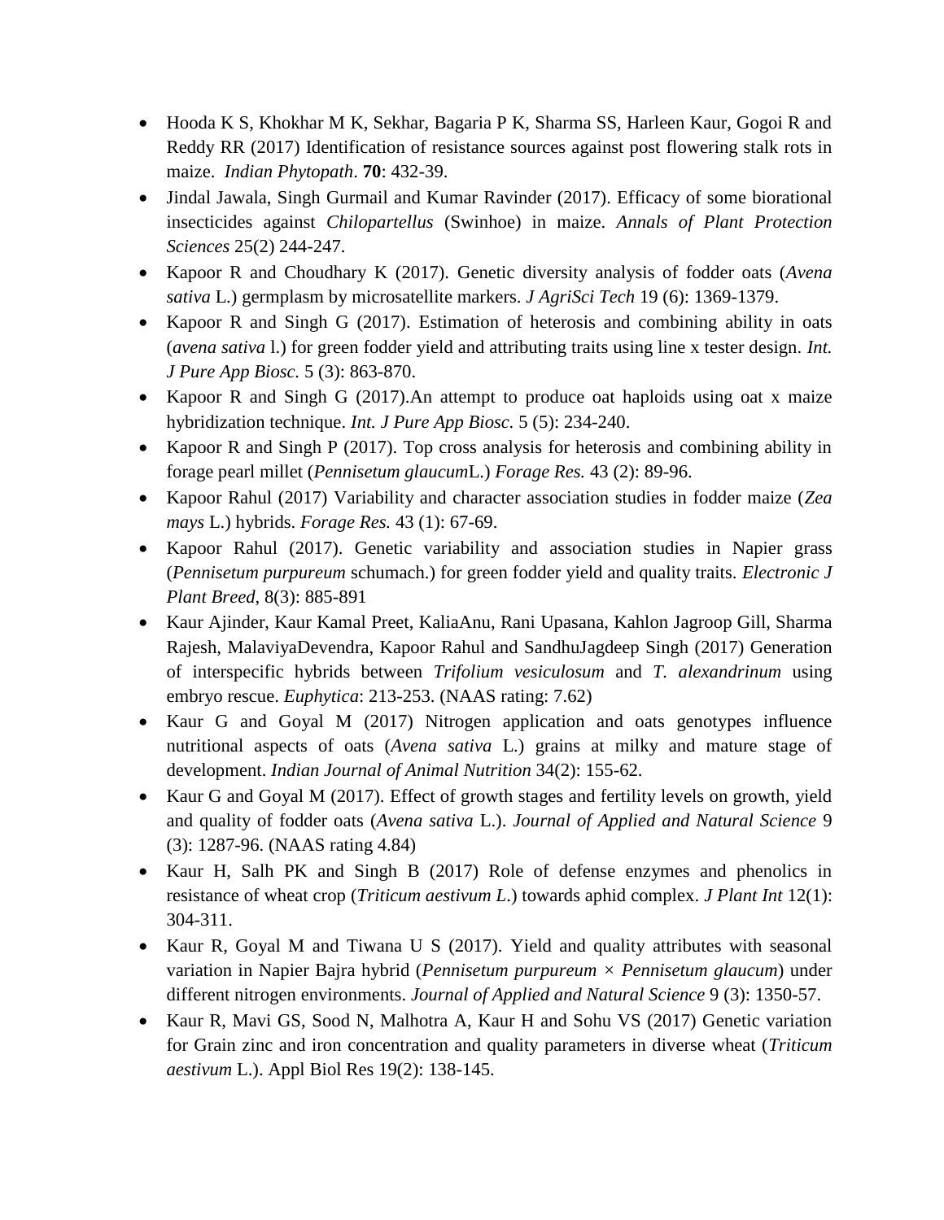- Hooda K S, Khokhar M K, Sekhar, Bagaria P K, Sharma SS, Harleen Kaur, Gogoi R and Reddy RR (2017) Identification of resistance sources against post flowering stalk rots in maize. *Indian Phytopath*. **70**: 432-39.
- Jindal Jawala, Singh Gurmail and Kumar Ravinder (2017). Efficacy of some biorational insecticides against *Chilopartellus* (Swinhoe) in maize. *Annals of Plant Protection Sciences* 25(2) 244-247.
- Kapoor R and Choudhary K (2017). Genetic diversity analysis of fodder oats (*Avena sativa* L.) germplasm by microsatellite markers. *J AgriSci Tech* 19 (6): 1369-1379.
- Kapoor R and Singh G (2017). Estimation of heterosis and combining ability in oats (*avena sativa* l.) for green fodder yield and attributing traits using line x tester design. *Int. J Pure App Biosc.* 5 (3): 863-870.
- Kapoor R and Singh G (2017).An attempt to produce oat haploids using oat x maize hybridization technique. *Int. J Pure App Biosc.* 5 (5): 234-240.
- Kapoor R and Singh P (2017). Top cross analysis for heterosis and combining ability in forage pearl millet (*Pennisetum glaucum*L.) *Forage Res.* 43 (2): 89-96.
- Kapoor Rahul (2017) Variability and character association studies in fodder maize (*Zea mays* L.) hybrids. *Forage Res.* 43 (1): 67-69.
- Kapoor Rahul (2017). Genetic variability and association studies in Napier grass (*Pennisetum purpureum* schumach.) for green fodder yield and quality traits. *Electronic J Plant Breed*, 8(3): 885-891
- Kaur Ajinder, Kaur Kamal Preet, KaliaAnu, Rani Upasana, Kahlon Jagroop Gill, Sharma Rajesh, MalaviyaDevendra, Kapoor Rahul and SandhuJagdeep Singh (2017) Generation of interspecific hybrids between *Trifolium vesiculosum* and *T. alexandrinum* using embryo rescue. *Euphytica*: 213-253. (NAAS rating: 7.62)
- Kaur G and Goyal M (2017) Nitrogen application and oats genotypes influence nutritional aspects of oats (*Avena sativa* L.) grains at milky and mature stage of development. *Indian Journal of Animal Nutrition* 34(2): 155-62.
- Kaur G and Goyal M (2017). Effect of growth stages and fertility levels on growth, yield and quality of fodder oats (*Avena sativa* L.). *Journal of Applied and Natural Science* 9 (3): 1287-96. (NAAS rating 4.84)
- Kaur H, Salh PK and Singh B (2017) Role of defense enzymes and phenolics in resistance of wheat crop (*Triticum aestivum L*.) towards aphid complex. *J Plant Int* 12(1): 304-311.
- Kaur R, Goyal M and Tiwana U S (2017). Yield and quality attributes with seasonal variation in Napier Bajra hybrid (*Pennisetum purpureum* × *Pennisetum glaucum*) under different nitrogen environments. *Journal of Applied and Natural Science* 9 (3): 1350-57.
- Kaur R, Mavi GS, Sood N, Malhotra A, Kaur H and Sohu VS (2017) Genetic variation for Grain zinc and iron concentration and quality parameters in diverse wheat (*Triticum aestivum* L.). Appl Biol Res 19(2): 138-145.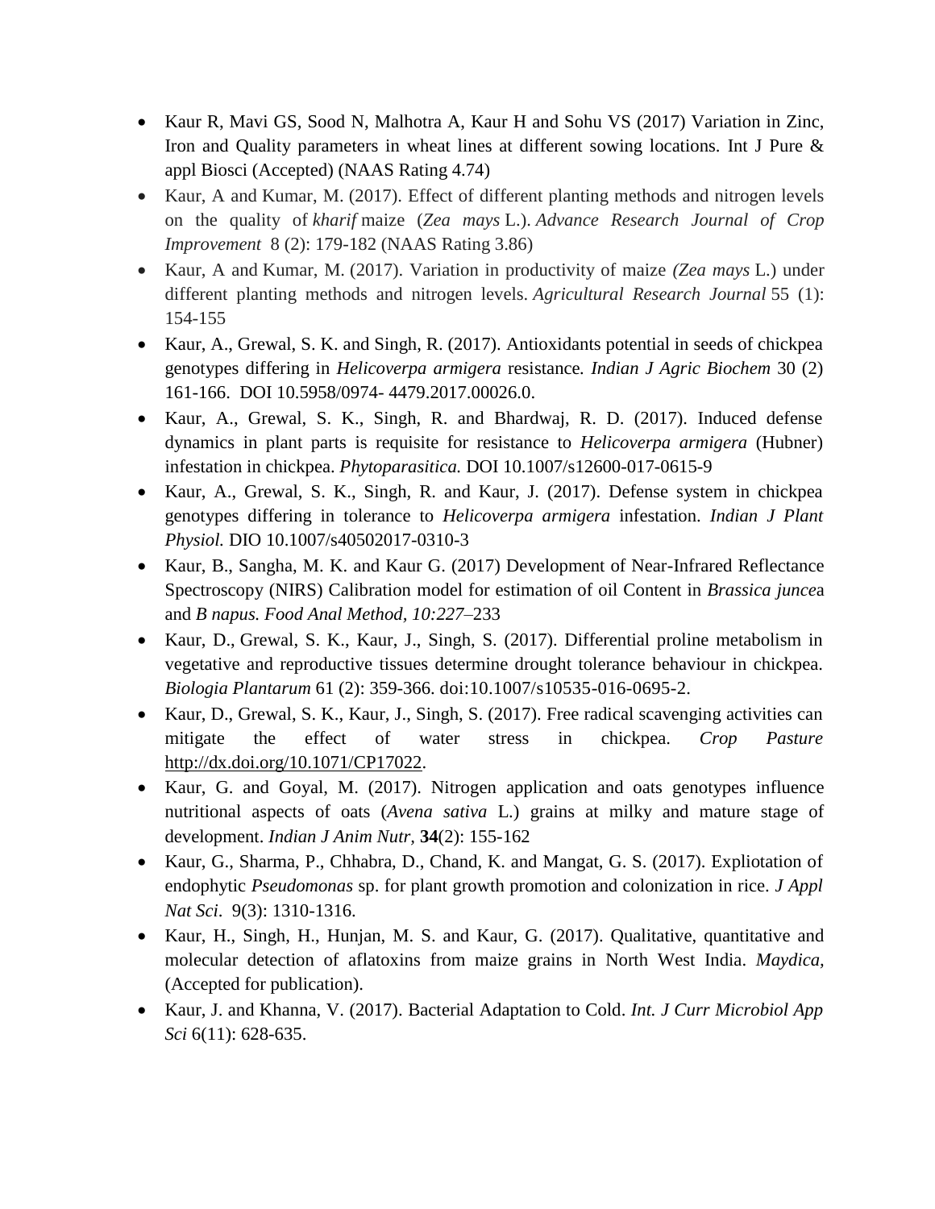- Kaur R, Mavi GS, Sood N, Malhotra A, Kaur H and Sohu VS (2017) Variation in Zinc, Iron and Quality parameters in wheat lines at different sowing locations. Int J Pure & appl Biosci (Accepted) (NAAS Rating 4.74)
- Kaur, A and Kumar, M. (2017). Effect of different planting methods and nitrogen levels on the quality of *kharif* maize (*Zea mays* L.). *Advance Research Journal of Crop Improvement* 8 (2): 179-182 (NAAS Rating 3.86)
- Kaur, A and Kumar, M. (2017). Variation in productivity of maize *(Zea mays* L.) under different planting methods and nitrogen levels. *Agricultural Research Journal* 55 (1): 154-155
- Kaur, A., Grewal, S. K. and Singh, R. (2017). Antioxidants potential in seeds of chickpea genotypes differing in *Helicoverpa armigera* resistance*. Indian J Agric Biochem* 30 (2) 161-166. DOI 10.5958/0974- 4479.2017.00026.0.
- Kaur, A., Grewal, S. K., Singh, R. and Bhardwaj, R. D. (2017). Induced defense dynamics in plant parts is requisite for resistance to *Helicoverpa armigera* (Hubner) infestation in chickpea. *Phytoparasitica.* DOI 10.1007/s12600-017-0615-9
- Kaur, A., Grewal, S. K., Singh, R. and Kaur, J. (2017). Defense system in chickpea genotypes differing in tolerance to *Helicoverpa armigera* infestation. *Indian J Plant Physiol.* DIO 10.1007/s40502017-0310-3
- Kaur, B., Sangha, M. K. and Kaur G. (2017) Development of Near-Infrared Reflectance Spectroscopy (NIRS) Calibration model for estimation of oil Content in *Brassica junce*a and *B napus. Food Anal Method, 10:227*–233
- Kaur, D., Grewal, S. K., Kaur, J., Singh, S. (2017). Differential proline metabolism in vegetative and reproductive tissues determine drought tolerance behaviour in chickpea. *Biologia Plantarum* 61 (2): 359-366. doi:10.1007/s10535-016-0695-2.
- Kaur, D., Grewal, S. K., Kaur, J., Singh, S. (2017). Free radical scavenging activities can mitigate the effect of water stress in chickpea. *Crop Pasture* http://dx.doi.org/10.1071/CP17022.
- Kaur, G. and Goyal, M. (2017). Nitrogen application and oats genotypes influence nutritional aspects of oats (*Avena sativa* L.) grains at milky and mature stage of development. *Indian J Anim Nutr*, **34**(2): 155-162
- Kaur, G., Sharma, P., Chhabra, D., Chand, K. and Mangat, G. S. (2017). Expliotation of endophytic *Pseudomonas* sp. for plant growth promotion and colonization in rice. *J Appl Nat Sci*. 9(3): 1310-1316.
- Kaur, H., Singh, H., Hunjan, M. S. and Kaur, G. (2017). Qualitative, quantitative and molecular detection of aflatoxins from maize grains in North West India. *Maydica,* (Accepted for publication).
- Kaur, J. and Khanna, V. (2017). Bacterial Adaptation to Cold. *Int. J Curr Microbiol App Sci* 6(11): 628-635.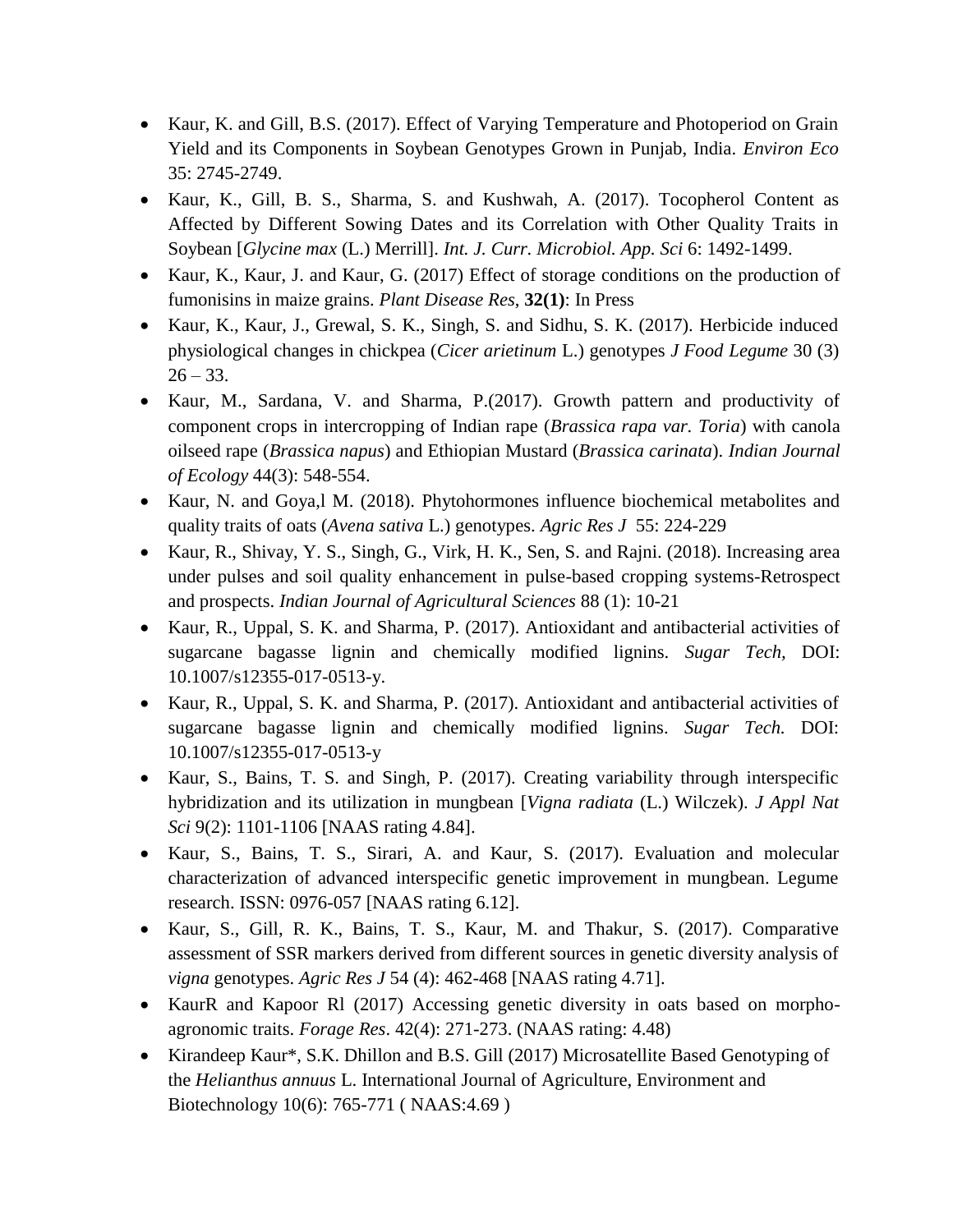- Kaur, K. and Gill, B.S. (2017). Effect of Varying Temperature and Photoperiod on Grain Yield and its Components in Soybean Genotypes Grown in Punjab, India. *Environ Eco* 35: 2745-2749.
- Kaur, K., Gill, B. S., Sharma, S. and Kushwah, A. (2017). Tocopherol Content as Affected by Different Sowing Dates and its Correlation with Other Quality Traits in Soybean [*Glycine max* (L.) Merrill]. *Int. J. Curr. Microbiol. App. Sci* 6: 1492-1499.
- Kaur, K., Kaur, J. and Kaur, G. (2017) Effect of storage conditions on the production of fumonisins in maize grains. *Plant Disease Res*, **32(1)**: In Press
- Kaur, K., Kaur, J., Grewal, S. K., Singh, S. and Sidhu, S. K. (2017). Herbicide induced physiological changes in chickpea (*Cicer arietinum* L.) genotypes *J Food Legume* 30 (3) 26 – 33.
- Kaur, M., Sardana, V. and Sharma, P.(2017). Growth pattern and productivity of component crops in intercropping of Indian rape (*Brassica rapa var. Toria*) with canola oilseed rape (*Brassica napus*) and Ethiopian Mustard (*Brassica carinata*). *Indian Journal of Ecology* 44(3): 548-554.
- Kaur, N. and Goya,l M. (2018). Phytohormones influence biochemical metabolites and quality traits of oats (*Avena sativa* L.) genotypes. *Agric Res J* 55: 224-229
- Kaur, R., Shivay, Y. S., Singh, G., Virk, H. K., Sen, S. and Rajni. (2018). Increasing area under pulses and soil quality enhancement in pulse-based cropping systems-Retrospect and prospects. *Indian Journal of Agricultural Sciences* 88 (1): 10-21
- Kaur, R., Uppal, S. K. and Sharma, P. (2017). Antioxidant and antibacterial activities of sugarcane bagasse lignin and chemically modified lignins. *Sugar Tech*, DOI: 10.1007/s12355-017-0513-y.
- Kaur, R., Uppal, S. K. and Sharma, P. (2017). Antioxidant and antibacterial activities of sugarcane bagasse lignin and chemically modified lignins. *Sugar Tech.* DOI: 10.1007/s12355-017-0513-y
- Kaur, S., Bains, T. S. and Singh, P. (2017). Creating variability through interspecific hybridization and its utilization in mungbean [*Vigna radiata* (L.) Wilczek). *J Appl Nat Sci* 9(2): 1101-1106 [NAAS rating 4.84].
- Kaur, S., Bains, T. S., Sirari, A. and Kaur, S. (2017). Evaluation and molecular characterization of advanced interspecific genetic improvement in mungbean. Legume research. ISSN: 0976-057 [NAAS rating 6.12].
- Kaur, S., Gill, R. K., Bains, T. S., Kaur, M. and Thakur, S. (2017). Comparative assessment of SSR markers derived from different sources in genetic diversity analysis of *vigna* genotypes. *Agric Res J* 54 (4): 462-468 [NAAS rating 4.71].
- KaurR and Kapoor Rl (2017) Accessing genetic diversity in oats based on morpho-agronomic traits. *Forage Res*. 42(4): 271-273. (NAAS rating: 4.48)
- Kirandeep Kaur*, S.K. Dhillon and B.S. Gill (2017) Microsatellite Based Genotyping of the *Helianthus annuus* L. International Journal of Agriculture, Environment and Biotechnology 10(6): 765-771 ( NAAS:4.69 )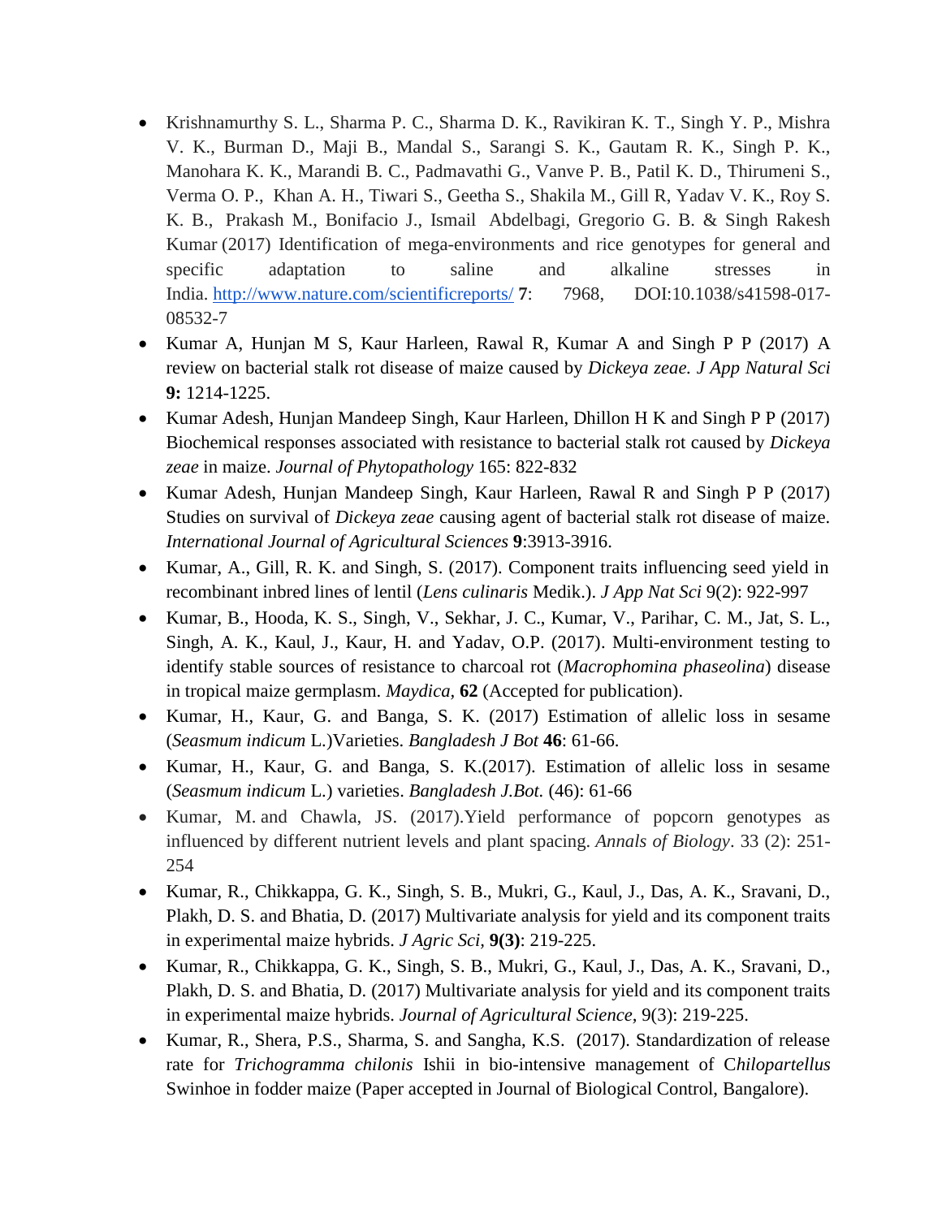- Krishnamurthy S. L., Sharma P. C., Sharma D. K., Ravikiran K. T., Singh Y. P., Mishra V. K., Burman D., Maji B., Mandal S., Sarangi S. K., Gautam R. K., Singh P. K., Manohara K. K., Marandi B. C., Padmavathi G., Vanve P. B., Patil K. D., Thirumeni S., Verma O. P., Khan A. H., Tiwari S., Geetha S., Shakila M., Gill R, Yadav V. K., Roy S. K. B., Prakash M., Bonifacio J., Ismail Abdelbagi, Gregorio G. B. & Singh Rakesh Kumar (2017) Identification of mega-environments and rice genotypes for general and specific adaptation to saline and alkaline stresses in India. [http://www.nature.com/scientificreports/](http://www.nature.com/scientificreports/) **7**: 7968, DOI:10.1038/s41598-017-08532-7
- Kumar A, Hunjan M S, Kaur Harleen, Rawal R, Kumar A and Singh P P (2017) A review on bacterial stalk rot disease of maize caused by *Dickeya zeae. J App Natural Sci* **9:** 1214-1225.
- Kumar Adesh, Hunjan Mandeep Singh, Kaur Harleen, Dhillon H K and Singh P P (2017) Biochemical responses associated with resistance to bacterial stalk rot caused by *Dickeya zeae* in maize. *Journal of Phytopathology* 165: 822-832
- Kumar Adesh, Hunjan Mandeep Singh, Kaur Harleen, Rawal R and Singh P P (2017) Studies on survival of *Dickeya zeae* causing agent of bacterial stalk rot disease of maize. *International Journal of Agricultural Sciences* **9**:3913-3916.
- Kumar, A., Gill, R. K. and Singh, S. (2017). Component traits influencing seed yield in recombinant inbred lines of lentil (*Lens culinaris* Medik.). *J App Nat Sci* 9(2): 922-997
- Kumar, B., Hooda, K. S., Singh, V., Sekhar, J. C., Kumar, V., Parihar, C. M., Jat, S. L., Singh, A. K., Kaul, J., Kaur, H. and Yadav, O.P. (2017). Multi-environment testing to identify stable sources of resistance to charcoal rot (*Macrophomina phaseolina*) disease in tropical maize germplasm. *Maydica,* **62** (Accepted for publication).
- Kumar, H., Kaur, G. and Banga, S. K. (2017) Estimation of allelic loss in sesame (*Seasmum indicum* L.)Varieties. *Bangladesh J Bot* **46**: 61-66.
- Kumar, H., Kaur, G. and Banga, S. K.(2017). Estimation of allelic loss in sesame (*Seasmum indicum* L.) varieties. *Bangladesh J.Bot.* (46): 61-66
- Kumar, M. and Chawla, JS. (2017).Yield performance of popcorn genotypes as influenced by different nutrient levels and plant spacing. *Annals of Biology*. 33 (2): 251-254
- Kumar, R., Chikkappa, G. K., Singh, S. B., Mukri, G., Kaul, J., Das, A. K., Sravani, D., Plakh, D. S. and Bhatia, D. (2017) Multivariate analysis for yield and its component traits in experimental maize hybrids. *J Agric Sci,* **9(3)**: 219-225.
- Kumar, R., Chikkappa, G. K., Singh, S. B., Mukri, G., Kaul, J., Das, A. K., Sravani, D., Plakh, D. S. and Bhatia, D. (2017) Multivariate analysis for yield and its component traits in experimental maize hybrids. *Journal of Agricultural Science,* 9(3): 219-225.
- Kumar, R., Shera, P.S., Sharma, S. and Sangha, K.S. (2017). Standardization of release rate for *Trichogramma chilonis* Ishii in bio-intensive management of C*hilopartellus* Swinhoe in fodder maize (Paper accepted in Journal of Biological Control, Bangalore).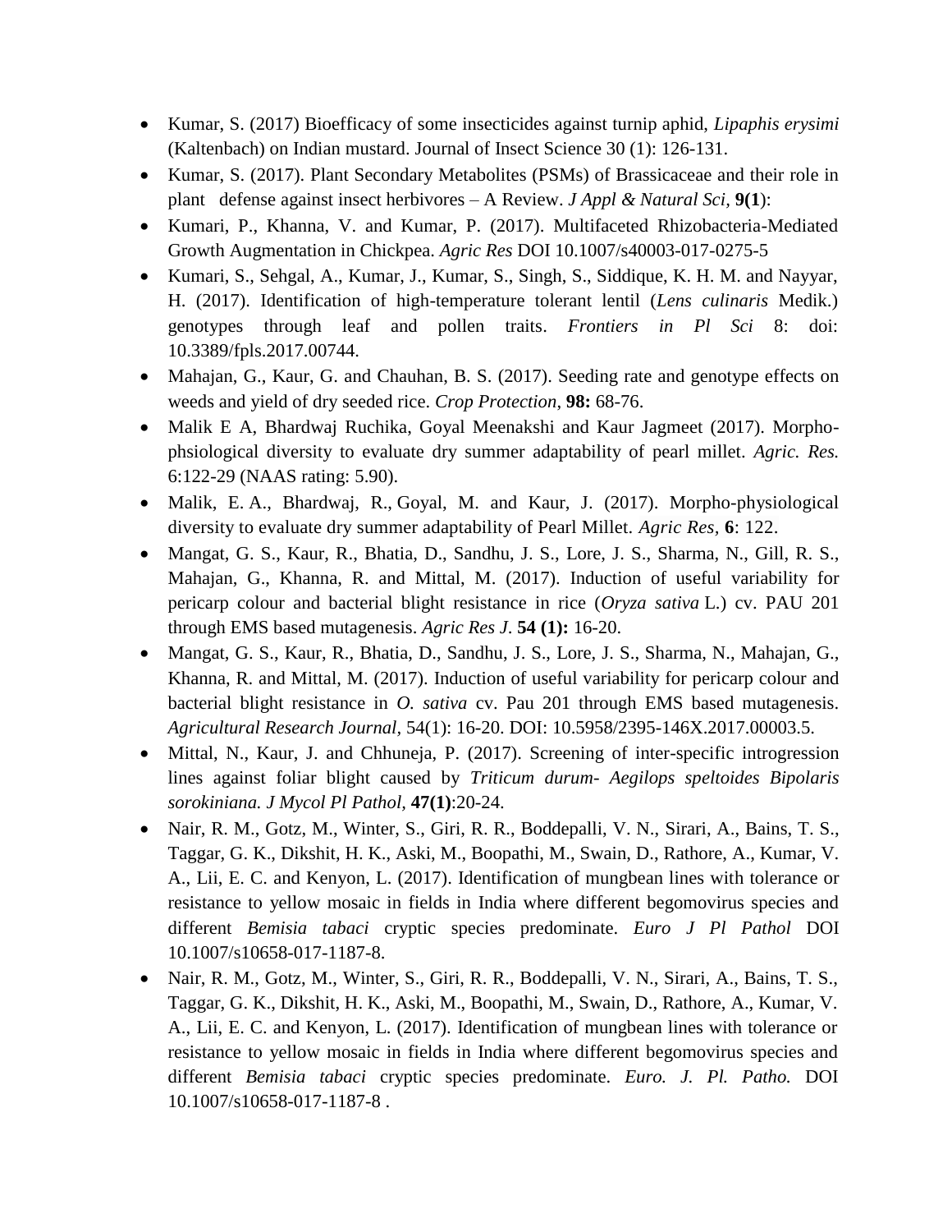- Kumar, S. (2017) Bioefficacy of some insecticides against turnip aphid, *Lipaphis erysimi* (Kaltenbach) on Indian mustard. Journal of Insect Science 30 (1): 126-131.
- Kumar, S. (2017). Plant Secondary Metabolites (PSMs) of Brassicaceae and their role in plant defense against insect herbivores – A Review. *J Appl & Natural Sci*, **9(1**):
- Kumari, P., Khanna, V. and Kumar, P. (2017). Multifaceted Rhizobacteria-Mediated Growth Augmentation in Chickpea. *Agric Res* DOI 10.1007/s40003-017-0275-5
- Kumari, S., Sehgal, A., Kumar, J., Kumar, S., Singh, S., Siddique, K. H. M. and Nayyar, H. (2017). Identification of high-temperature tolerant lentil (*Lens culinaris* Medik.) genotypes through leaf and pollen traits. *Frontiers in Pl Sci* 8: doi: 10.3389/fpls.2017.00744.
- Mahajan, G., Kaur, G. and Chauhan, B. S. (2017). Seeding rate and genotype effects on weeds and yield of dry seeded rice. *Crop Protection*, **98:** 68-76.
- Malik E A, Bhardwaj Ruchika, Goyal Meenakshi and Kaur Jagmeet (2017). Morpho-phsiological diversity to evaluate dry summer adaptability of pearl millet. *Agric. Res.* 6:122-29 (NAAS rating: 5.90).
- Malik, E. A., Bhardwaj, R., Goyal, M. and Kaur, J. (2017). Morpho-physiological diversity to evaluate dry summer adaptability of Pearl Millet. *Agric Res*, **6**: 122.
- Mangat, G. S., Kaur, R., Bhatia, D., Sandhu, J. S., Lore, J. S., Sharma, N., Gill, R. S., Mahajan, G., Khanna, R. and Mittal, M. (2017). Induction of useful variability for pericarp colour and bacterial blight resistance in rice (*Oryza sativa* L.) cv. PAU 201 through EMS based mutagenesis. *Agric Res J*. **54 (1):** 16-20.
- Mangat, G. S., Kaur, R., Bhatia, D., Sandhu, J. S., Lore, J. S., Sharma, N., Mahajan, G., Khanna, R. and Mittal, M. (2017). Induction of useful variability for pericarp colour and bacterial blight resistance in *O. sativa* cv. Pau 201 through EMS based mutagenesis. *Agricultural Research Journal*, 54(1): 16-20. DOI: 10.5958/2395-146X.2017.00003.5.
- Mittal, N., Kaur, J. and Chhuneja, P. (2017). Screening of inter-specific introgression lines against foliar blight caused by *Triticum durum- Aegilops speltoides Bipolaris sorokiniana. J Mycol Pl Pathol,* **47(1)**:20-24.
- Nair, R. M., Gotz, M., Winter, S., Giri, R. R., Boddepalli, V. N., Sirari, A., Bains, T. S., Taggar, G. K., Dikshit, H. K., Aski, M., Boopathi, M., Swain, D., Rathore, A., Kumar, V. A., Lii, E. C. and Kenyon, L. (2017). Identification of mungbean lines with tolerance or resistance to yellow mosaic in fields in India where different begomovirus species and different *Bemisia tabaci* cryptic species predominate. *Euro J Pl Pathol* DOI 10.1007/s10658-017-1187-8.
- Nair, R. M., Gotz, M., Winter, S., Giri, R. R., Boddepalli, V. N., Sirari, A., Bains, T. S., Taggar, G. K., Dikshit, H. K., Aski, M., Boopathi, M., Swain, D., Rathore, A., Kumar, V. A., Lii, E. C. and Kenyon, L. (2017). Identification of mungbean lines with tolerance or resistance to yellow mosaic in fields in India where different begomovirus species and different *Bemisia tabaci* cryptic species predominate. *Euro. J. Pl. Patho.* DOI 10.1007/s10658-017-1187-8 .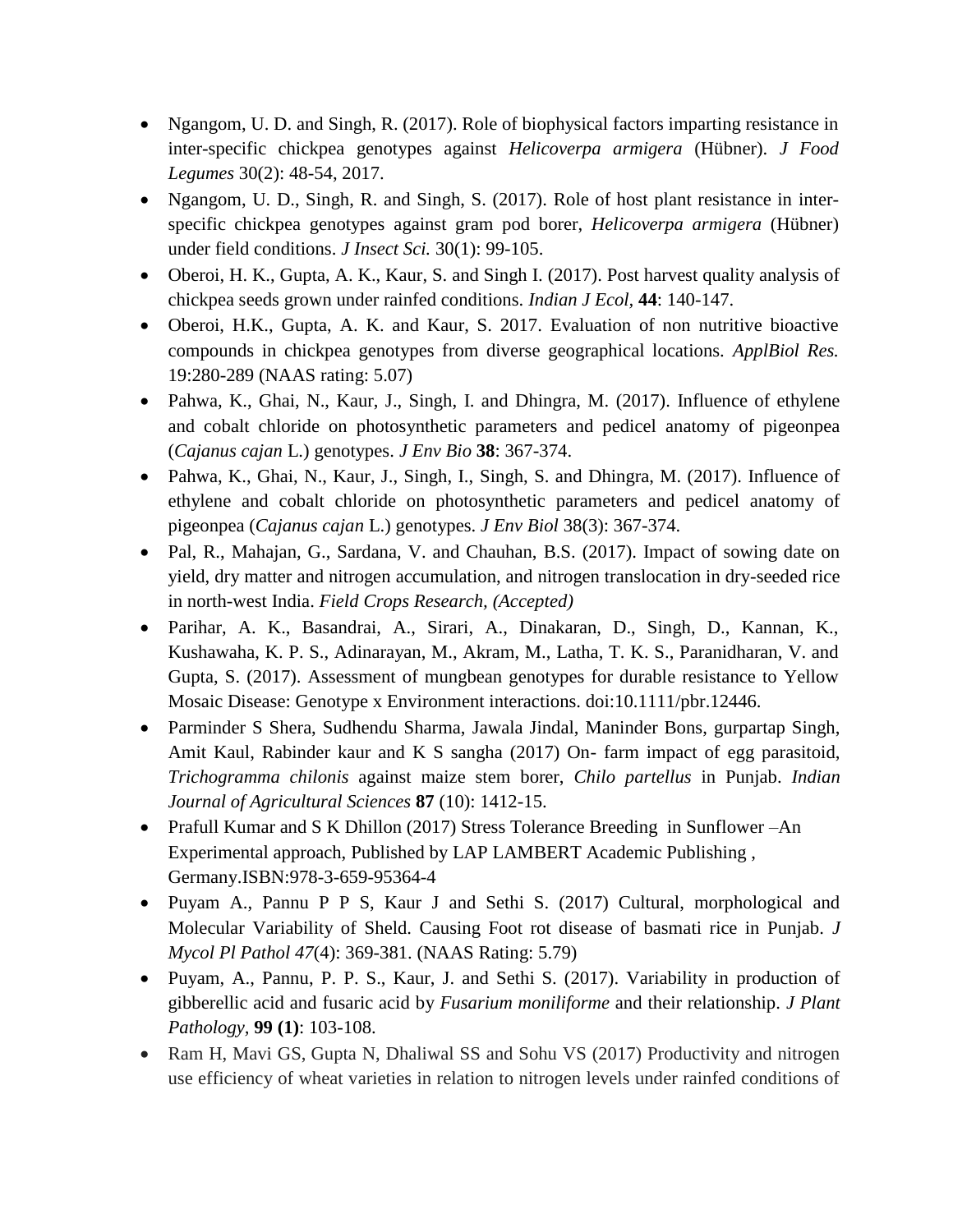- Ngangom, U. D. and Singh, R. (2017). Role of biophysical factors imparting resistance in inter-specific chickpea genotypes against *Helicoverpa armigera* (Hübner). *J Food Legumes* 30(2): 48-54, 2017.
- Ngangom, U. D., Singh, R. and Singh, S. (2017). Role of host plant resistance in inter-specific chickpea genotypes against gram pod borer, *Helicoverpa armigera* (Hübner) under field conditions. *J Insect Sci.* 30(1): 99-105.
- Oberoi, H. K., Gupta, A. K., Kaur, S. and Singh I. (2017). Post harvest quality analysis of chickpea seeds grown under rainfed conditions. *Indian J Ecol*, **44**: 140-147.
- Oberoi, H.K., Gupta, A. K. and Kaur, S. 2017. Evaluation of non nutritive bioactive compounds in chickpea genotypes from diverse geographical locations. *ApplBiol Res.* 19:280-289 (NAAS rating: 5.07)
- Pahwa, K., Ghai, N., Kaur, J., Singh, I. and Dhingra, M. (2017). Influence of ethylene and cobalt chloride on photosynthetic parameters and pedicel anatomy of pigeonpea (*Cajanus cajan* L.) genotypes. *J Env Bio* **38**: 367-374.
- Pahwa, K., Ghai, N., Kaur, J., Singh, I., Singh, S. and Dhingra, M. (2017). Influence of ethylene and cobalt chloride on photosynthetic parameters and pedicel anatomy of pigeonpea (*Cajanus cajan* L.) genotypes. *J Env Biol* 38(3): 367-374.
- Pal, R., Mahajan, G., Sardana, V. and Chauhan, B.S. (2017). Impact of sowing date on yield, dry matter and nitrogen accumulation, and nitrogen translocation in dry-seeded rice in north-west India. *Field Crops Research, (Accepted)*
- Parihar, A. K., Basandrai, A., Sirari, A., Dinakaran, D., Singh, D., Kannan, K., Kushawaha, K. P. S., Adinarayan, M., Akram, M., Latha, T. K. S., Paranidharan, V. and Gupta, S. (2017). Assessment of mungbean genotypes for durable resistance to Yellow Mosaic Disease: Genotype x Environment interactions. doi:10.1111/pbr.12446.
- Parminder S Shera, Sudhendu Sharma, Jawala Jindal, Maninder Bons, gurpartap Singh, Amit Kaul, Rabinder kaur and K S sangha (2017) On- farm impact of egg parasitoid, *Trichogramma chilonis* against maize stem borer, *Chilo partellus* in Punjab. *Indian Journal of Agricultural Sciences* **87** (10): 1412-15.
- Prafull Kumar and S K Dhillon (2017) Stress Tolerance Breeding in Sunflower –An Experimental approach, Published by LAP LAMBERT Academic Publishing , Germany.ISBN:978-3-659-95364-4
- Puyam A., Pannu P P S, Kaur J and Sethi S. (2017) Cultural, morphological and Molecular Variability of Sheld. Causing Foot rot disease of basmati rice in Punjab. *J Mycol Pl Pathol 47*(4): 369-381. (NAAS Rating: 5.79)
- Puyam, A., Pannu, P. P. S., Kaur, J. and Sethi S. (2017). Variability in production of gibberellic acid and fusaric acid by *Fusarium moniliforme* and their relationship. *J Plant Pathology*, **99 (1)**: 103-108.
- Ram H, Mavi GS, Gupta N, Dhaliwal SS and Sohu VS (2017) Productivity and nitrogen use efficiency of wheat varieties in relation to nitrogen levels under rainfed conditions of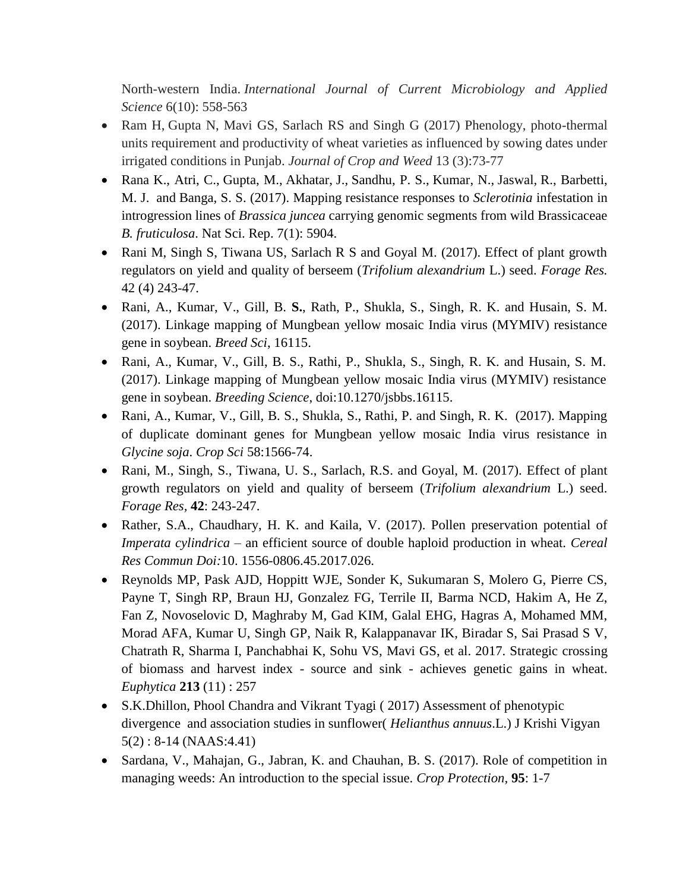North-western India. *International Journal of Current Microbiology and Applied Science* 6(10): 558-563

- Ram H, Gupta N, Mavi GS, Sarlach RS and Singh G (2017) Phenology, photo-thermal units requirement and productivity of wheat varieties as influenced by sowing dates under irrigated conditions in Punjab. *Journal of Crop and Weed* 13 (3):73-77
- Rana K., Atri, C., Gupta, M., Akhatar, J., Sandhu, P. S., Kumar, N., Jaswal, R., Barbetti, M. J. and Banga, S. S. (2017). Mapping resistance responses to *Sclerotinia* infestation in introgression lines of *Brassica juncea* carrying genomic segments from wild Brassicaceae *B. fruticulosa*. Nat Sci. Rep. 7(1): 5904.
- Rani M, Singh S, Tiwana US, Sarlach R S and Goyal M. (2017). Effect of plant growth regulators on yield and quality of berseem (*Trifolium alexandrium* L.) seed. *Forage Res.* 42 (4) 243-47.
- Rani, A., Kumar, V., Gill, B. **S.**, Rath, P., Shukla, S., Singh, R. K. and Husain, S. M. (2017). Linkage mapping of Mungbean yellow mosaic India virus (MYMIV) resistance gene in soybean. *Breed Sci*, 16115.
- Rani, A., Kumar, V., Gill, B. S., Rathi, P., Shukla, S., Singh, R. K. and Husain, S. M. (2017). Linkage mapping of Mungbean yellow mosaic India virus (MYMIV) resistance gene in soybean. *Breeding Science*, doi:10.1270/jsbbs.16115.
- Rani, A., Kumar, V., Gill, B. S., Shukla, S., Rathi, P. and Singh, R. K. (2017). Mapping of duplicate dominant genes for Mungbean yellow mosaic India virus resistance in *Glycine soja*. *Crop Sci* 58:1566-74.
- Rani, M., Singh, S., Tiwana, U. S., Sarlach, R.S. and Goyal, M. (2017). Effect of plant growth regulators on yield and quality of berseem (*Trifolium alexandrium* L.) seed. *Forage Res*, **42**: 243-247.
- Rather, S.A., Chaudhary, H. K. and Kaila, V. (2017). Pollen preservation potential of *Imperata cylindrica* – an efficient source of double haploid production in wheat. *Cereal Res Commun Doi:*10. 1556-0806.45.2017.026.
- Reynolds MP, Pask AJD, Hoppitt WJE, Sonder K, Sukumaran S, Molero G, Pierre CS, Payne T, Singh RP, Braun HJ, Gonzalez FG, Terrile II, Barma NCD, Hakim A, He Z, Fan Z, Novoselovic D, Maghraby M, Gad KIM, Galal EHG, Hagras A, Mohamed MM, Morad AFA, Kumar U, Singh GP, Naik R, Kalappanavar IK, Biradar S, Sai Prasad S V, Chatrath R, Sharma I, Panchabhai K, Sohu VS, Mavi GS, et al. 2017. Strategic crossing of biomass and harvest index - source and sink - achieves genetic gains in wheat. *Euphytica* **213** (11) : 257
- S.K.Dhillon, Phool Chandra and Vikrant Tyagi ( 2017) Assessment of phenotypic divergence and association studies in sunflower( *Helianthus annuus*.L.) J Krishi Vigyan 5(2) : 8-14 (NAAS:4.41)
- Sardana, V., Mahajan, G., Jabran, K. and Chauhan, B. S. (2017). Role of competition in managing weeds: An introduction to the special issue. *Crop Protection*, **95**: 1-7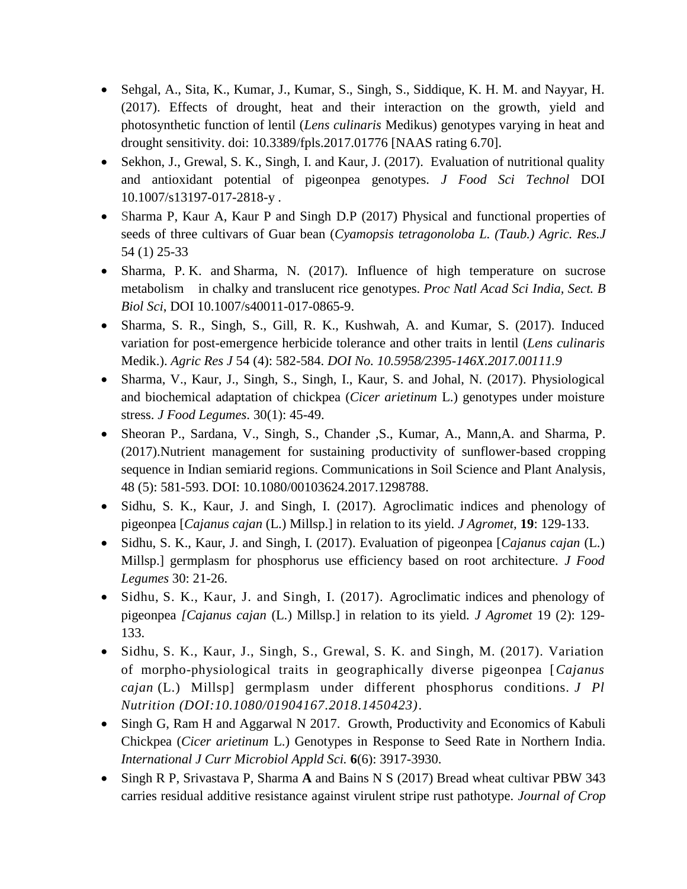- Sehgal, A., Sita, K., Kumar, J., Kumar, S., Singh, S., Siddique, K. H. M. and Nayyar, H. (2017). Effects of drought, heat and their interaction on the growth, yield and photosynthetic function of lentil (*Lens culinaris* Medikus) genotypes varying in heat and drought sensitivity. doi: 10.3389/fpls.2017.01776 [NAAS rating 6.70].
- Sekhon, J., Grewal, S. K., Singh, I. and Kaur, J. (2017). Evaluation of nutritional quality and antioxidant potential of pigeonpea genotypes. *J Food Sci Technol* DOI 10.1007/s13197-017-2818-y .
- Sharma P, Kaur A, Kaur P and Singh D.P (2017) Physical and functional properties of seeds of three cultivars of Guar bean (*Cyamopsis tetragonoloba L. (Taub.) Agric. Res.J* 54 (1) 25-33
- Sharma, P. K. and Sharma, N. (2017). Influence of high temperature on sucrose metabolism in chalky and translucent rice genotypes. *Proc Natl Acad Sci India, Sect. B Biol Sci*, DOI 10.1007/s40011-017-0865-9.
- Sharma, S. R., Singh, S., Gill, R. K., Kushwah, A. and Kumar, S. (2017). Induced variation for post-emergence herbicide tolerance and other traits in lentil (*Lens culinaris* Medik.). *Agric Res J* 54 (4): 582-584. *DOI No. 10.5958/2395-146X.2017.00111.9*
- Sharma, V., Kaur, J., Singh, S., Singh, I., Kaur, S. and Johal, N. (2017). Physiological and biochemical adaptation of chickpea (*Cicer arietinum* L.) genotypes under moisture stress. *J Food Legumes*. 30(1): 45-49.
- Sheoran P., Sardana, V., Singh, S., Chander ,S., Kumar, A., Mann,A. and Sharma, P. (2017).Nutrient management for sustaining productivity of sunflower-based cropping sequence in Indian semiarid regions. Communications in Soil Science and Plant Analysis, 48 (5): 581-593. DOI: 10.1080/00103624.2017.1298788.
- Sidhu, S. K., Kaur, J. and Singh, I. (2017). Agroclimatic indices and phenology of pigeonpea [*Cajanus cajan* (L.) Millsp.] in relation to its yield. *J Agromet*, **19**: 129-133.
- Sidhu, S. K., Kaur, J. and Singh, I. (2017). Evaluation of pigeonpea [*Cajanus cajan* (L.) Millsp.] germplasm for phosphorus use efficiency based on root architecture. *J Food Legumes* 30: 21-26.
- Sidhu, S. K., Kaur, J. and Singh, I. (2017). Agroclimatic indices and phenology of pigeonpea *[Cajanus cajan* (L.) Millsp.] in relation to its yield. *J Agromet* 19 (2): 129-133.
- Sidhu, S. K., Kaur, J., Singh, S., Grewal, S. K. and Singh, M. (2017). Variation of morpho-physiological traits in geographically diverse pigeonpea [*Cajanus cajan* (L.) Millsp] germplasm under different phosphorus conditions. *J Pl Nutrition (DOI:10.1080/01904167.2018.1450423)*.
- Singh G, Ram H and Aggarwal N 2017. Growth, Productivity and Economics of Kabuli Chickpea (*Cicer arietinum* L.) Genotypes in Response to Seed Rate in Northern India. *International J Curr Microbiol Appld Sci.* **6**(6): 3917-3930.
- Singh R P, Srivastava P, Sharma **A** and Bains N S (2017) Bread wheat cultivar PBW 343 carries residual additive resistance against virulent stripe rust pathotype. *Journal of Crop*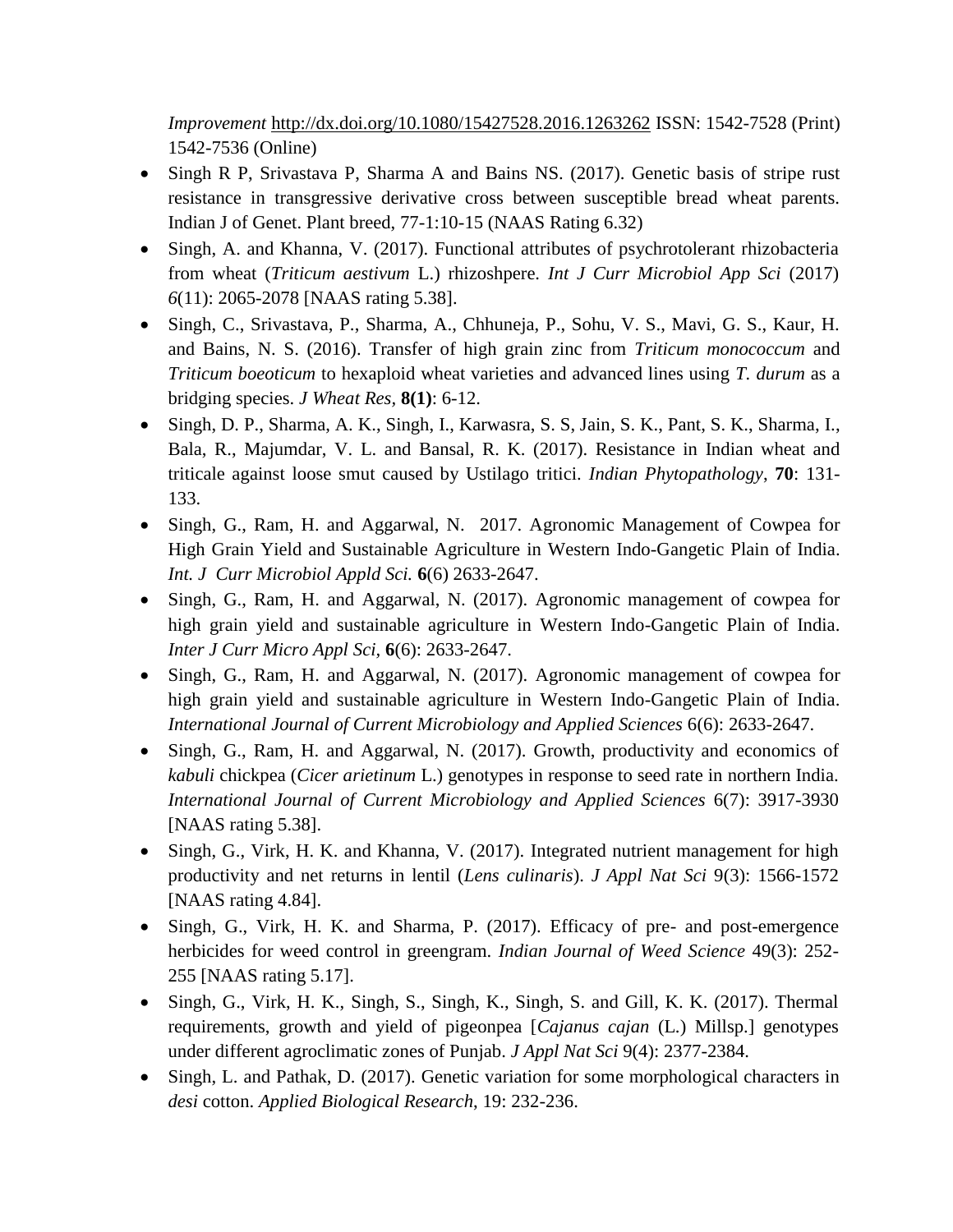*Improvement* http://dx.doi.org/10.1080/15427528.2016.1263262 ISSN: 1542-7528 (Print) 1542-7536 (Online)

- Singh R P, Srivastava P, Sharma A and Bains NS. (2017). Genetic basis of stripe rust resistance in transgressive derivative cross between susceptible bread wheat parents. Indian J of Genet. Plant breed, 77-1:10-15 (NAAS Rating 6.32)
- Singh, A. and Khanna, V. (2017). Functional attributes of psychrotolerant rhizobacteria from wheat (*Triticum aestivum* L.) rhizoshpere. *Int J Curr Microbiol App Sci* (2017) *6*(11): 2065-2078 [NAAS rating 5.38].
- Singh, C., Srivastava, P., Sharma, A., Chhuneja, P., Sohu, V. S., Mavi, G. S., Kaur, H. and Bains, N. S. (2016). Transfer of high grain zinc from *Triticum monococcum* and *Triticum boeoticum* to hexaploid wheat varieties and advanced lines using *T. durum* as a bridging species. *J Wheat Res,* **8(1)**: 6-12.
- Singh, D. P., Sharma, A. K., Singh, I., Karwasra, S. S, Jain, S. K., Pant, S. K., Sharma, I., Bala, R., Majumdar, V. L. and Bansal, R. K. (2017). Resistance in Indian wheat and triticale against loose smut caused by Ustilago tritici. *Indian Phytopathology*, **70**: 131-133.
- Singh, G., Ram, H. and Aggarwal, N. 2017. Agronomic Management of Cowpea for High Grain Yield and Sustainable Agriculture in Western Indo-Gangetic Plain of India. *Int. J Curr Microbiol Appld Sci.* **6**(6) 2633-2647.
- Singh, G., Ram, H. and Aggarwal, N. (2017). Agronomic management of cowpea for high grain yield and sustainable agriculture in Western Indo-Gangetic Plain of India. *Inter J Curr Micro Appl Sci,* **6**(6): 2633-2647.
- Singh, G., Ram, H. and Aggarwal, N. (2017). Agronomic management of cowpea for high grain yield and sustainable agriculture in Western Indo-Gangetic Plain of India. *International Journal of Current Microbiology and Applied Sciences* 6(6): 2633-2647.
- Singh, G., Ram, H. and Aggarwal, N. (2017). Growth, productivity and economics of *kabuli* chickpea (*Cicer arietinum* L.) genotypes in response to seed rate in northern India. *International Journal of Current Microbiology and Applied Sciences* 6(7): 3917-3930 [NAAS rating 5.38].
- Singh, G., Virk, H. K. and Khanna, V. (2017). Integrated nutrient management for high productivity and net returns in lentil (*Lens culinaris*). *J Appl Nat Sci* 9(3): 1566-1572 [NAAS rating 4.84].
- Singh, G., Virk, H. K. and Sharma, P. (2017). Efficacy of pre- and post-emergence herbicides for weed control in greengram. *Indian Journal of Weed Science* 49(3): 252-255 [NAAS rating 5.17].
- Singh, G., Virk, H. K., Singh, S., Singh, K., Singh, S. and Gill, K. K. (2017). Thermal requirements, growth and yield of pigeonpea [*Cajanus cajan* (L.) Millsp.] genotypes under different agroclimatic zones of Punjab. *J Appl Nat Sci* 9(4): 2377-2384.
- Singh, L. and Pathak, D. (2017). Genetic variation for some morphological characters in *desi* cotton. *Applied Biological Research*, 19: 232-236.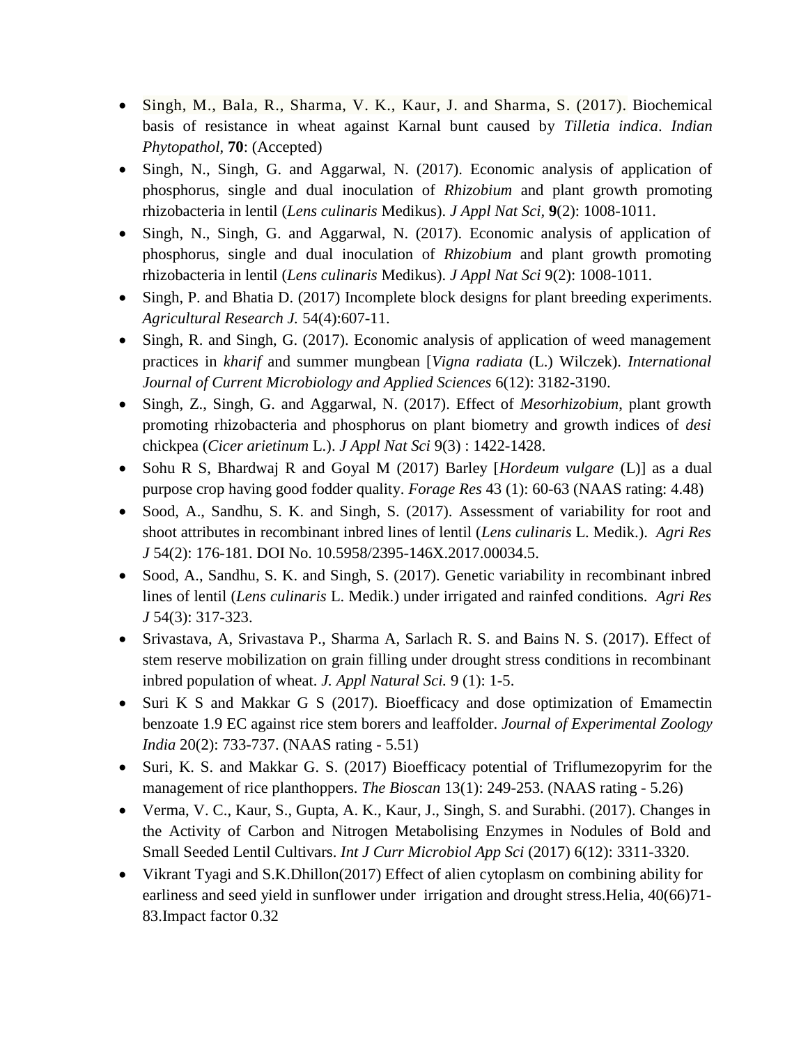- Singh, M., Bala, R., Sharma, V. K., Kaur, J. and Sharma, S. (2017). Biochemical basis of resistance in wheat against Karnal bunt caused by *Tilletia indica*. *Indian Phytopathol*, **70**: (Accepted)
- Singh, N., Singh, G. and Aggarwal, N. (2017). Economic analysis of application of phosphorus, single and dual inoculation of *Rhizobium* and plant growth promoting rhizobacteria in lentil (*Lens culinaris* Medikus). *J Appl Nat Sci*, **9**(2): 1008-1011.
- Singh, N., Singh, G. and Aggarwal, N. (2017). Economic analysis of application of phosphorus, single and dual inoculation of *Rhizobium* and plant growth promoting rhizobacteria in lentil (*Lens culinaris* Medikus). *J Appl Nat Sci* 9(2): 1008-1011.
- Singh, P. and Bhatia D. (2017) Incomplete block designs for plant breeding experiments. *Agricultural Research J.* 54(4):607-11.
- Singh, R. and Singh, G. (2017). Economic analysis of application of weed management practices in *kharif* and summer mungbean [*Vigna radiata* (L.) Wilczek). *International Journal of Current Microbiology and Applied Sciences* 6(12): 3182-3190.
- Singh, Z., Singh, G. and Aggarwal, N. (2017). Effect of *Mesorhizobium*, plant growth promoting rhizobacteria and phosphorus on plant biometry and growth indices of *desi* chickpea (*Cicer arietinum* L.). *J Appl Nat Sci* 9(3) : 1422-1428.
- Sohu R S, Bhardwaj R and Goyal M (2017) Barley [*Hordeum vulgare* (L)] as a dual purpose crop having good fodder quality. *Forage Res* 43 (1): 60-63 (NAAS rating: 4.48)
- Sood, A., Sandhu, S. K. and Singh, S. (2017). Assessment of variability for root and shoot attributes in recombinant inbred lines of lentil (*Lens culinaris* L. Medik.). *Agri Res J* 54(2): 176-181. DOI No. 10.5958/2395-146X.2017.00034.5.
- Sood, A., Sandhu, S. K. and Singh, S. (2017). Genetic variability in recombinant inbred lines of lentil (*Lens culinaris* L. Medik.) under irrigated and rainfed conditions. *Agri Res J* 54(3): 317-323.
- Srivastava, A, Srivastava P., Sharma A, Sarlach R. S. and Bains N. S. (2017). Effect of stem reserve mobilization on grain filling under drought stress conditions in recombinant inbred population of wheat. *J. Appl Natural Sci.* 9 (1): 1-5.
- Suri K S and Makkar G S (2017). Bioefficacy and dose optimization of Emamectin benzoate 1.9 EC against rice stem borers and leaffolder. *Journal of Experimental Zoology India* 20(2): 733-737. (NAAS rating - 5.51)
- Suri, K. S. and Makkar G. S. (2017) Bioefficacy potential of Triflumezopyrim for the management of rice planthoppers. *The Bioscan* 13(1): 249-253. (NAAS rating - 5.26)
- Verma, V. C., Kaur, S., Gupta, A. K., Kaur, J., Singh, S. and Surabhi. (2017). Changes in the Activity of Carbon and Nitrogen Metabolising Enzymes in Nodules of Bold and Small Seeded Lentil Cultivars. *Int J Curr Microbiol App Sci* (2017) 6(12): 3311-3320.
- Vikrant Tyagi and S.K.Dhillon(2017) Effect of alien cytoplasm on combining ability for earliness and seed yield in sunflower under irrigation and drought stress.Helia, 40(66)71-83.Impact factor 0.32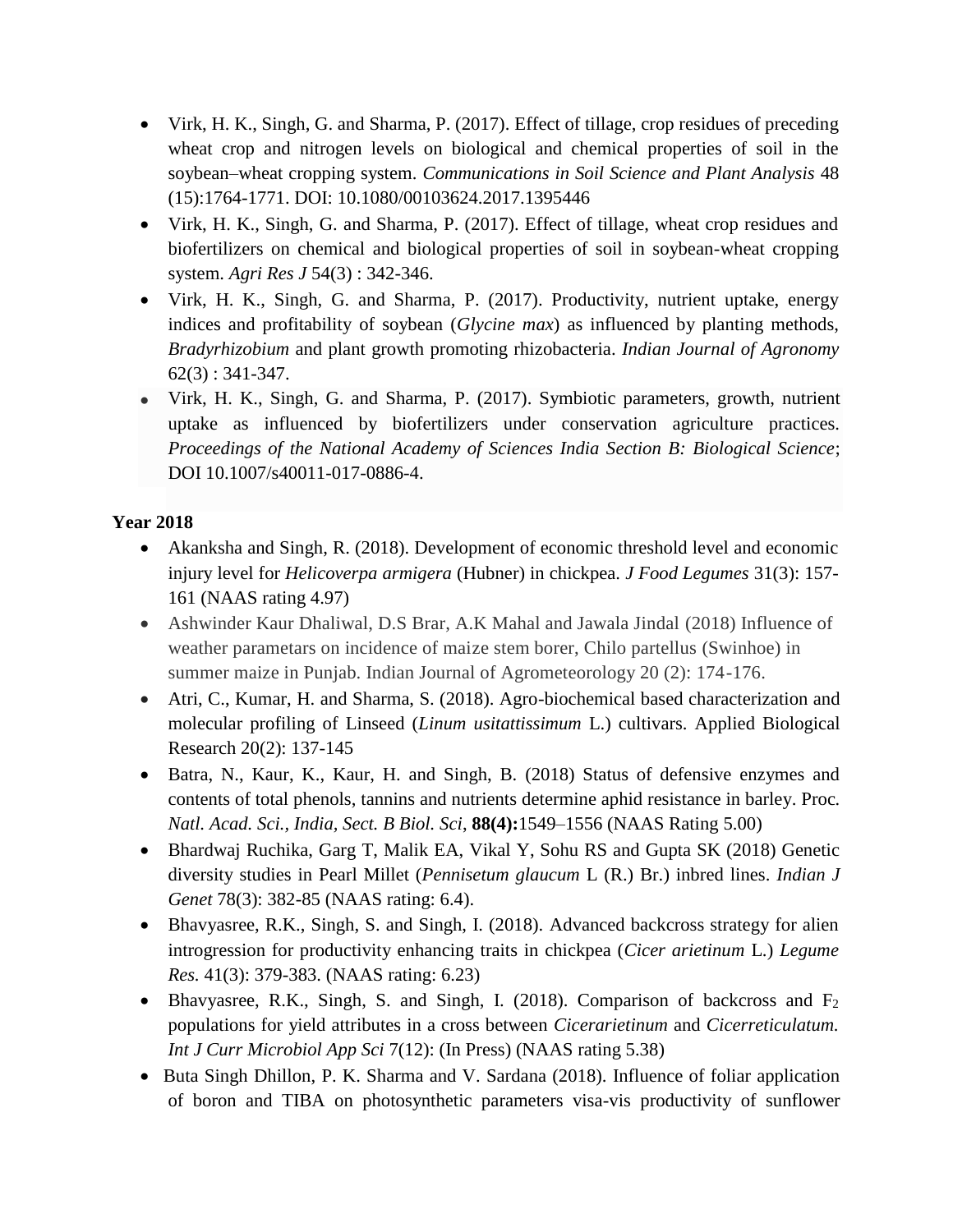- Virk, H. K., Singh, G. and Sharma, P. (2017). Effect of tillage, crop residues of preceding wheat crop and nitrogen levels on biological and chemical properties of soil in the soybean–wheat cropping system. *Communications in Soil Science and Plant Analysis* 48 (15):1764-1771. DOI: 10.1080/00103624.2017.1395446
- Virk, H. K., Singh, G. and Sharma, P. (2017). Effect of tillage, wheat crop residues and biofertilizers on chemical and biological properties of soil in soybean-wheat cropping system. *Agri Res J* 54(3) : 342-346.
- Virk, H. K., Singh, G. and Sharma, P. (2017). Productivity, nutrient uptake, energy indices and profitability of soybean (*Glycine max*) as influenced by planting methods, *Bradyrhizobium* and plant growth promoting rhizobacteria. *Indian Journal of Agronomy* 62(3) : 341-347.
- Virk, H. K., Singh, G. and Sharma, P. (2017). Symbiotic parameters, growth, nutrient uptake as influenced by biofertilizers under conservation agriculture practices. *Proceedings of the National Academy of Sciences India Section B: Biological Science*; DOI 10.1007/s40011-017-0886-4.

**Year 2018**

- Akanksha and Singh, R. (2018). Development of economic threshold level and economic injury level for *Helicoverpa armigera* (Hubner) in chickpea. *J Food Legumes* 31(3): 157-161 (NAAS rating 4.97)
- Ashwinder Kaur Dhaliwal, D.S Brar, A.K Mahal and Jawala Jindal (2018) Influence of weather parametars on incidence of maize stem borer, Chilo partellus (Swinhoe) in summer maize in Punjab. Indian Journal of Agrometeorology 20 (2): 174-176.
- Atri, C., Kumar, H. and Sharma, S. (2018). Agro-biochemical based characterization and molecular profiling of Linseed (*Linum usitattissimum* L.) cultivars. Applied Biological Research 20(2): 137-145
- Batra, N., Kaur, K., Kaur, H. and Singh, B. (2018) Status of defensive enzymes and contents of total phenols, tannins and nutrients determine aphid resistance in barley. Proc. *Natl. Acad. Sci., India, Sect. B Biol. Sci*, **88(4):**1549–1556 (NAAS Rating 5.00)
- Bhardwaj Ruchika, Garg T, Malik EA, Vikal Y, Sohu RS and Gupta SK (2018) Genetic diversity studies in Pearl Millet (*Pennisetum glaucum* L (R.) Br.) inbred lines. *Indian J Genet* 78(3): 382-85 (NAAS rating: 6.4).
- Bhavyasree, R.K., Singh, S. and Singh, I. (2018). Advanced backcross strategy for alien introgression for productivity enhancing traits in chickpea (*Cicer arietinum* L.) *Legume Res.* 41(3): 379-383. (NAAS rating: 6.23)
- Bhavyasree, R.K., Singh, S. and Singh, I. (2018). Comparison of backcross and $F_2$ populations for yield attributes in a cross between *Cicerarietinum* and *Cicerreticulatum. Int J Curr Microbiol App Sci* 7(12): (In Press) (NAAS rating 5.38)
- Buta Singh Dhillon, P. K. Sharma and V. Sardana (2018). Influence of foliar application of boron and TIBA on photosynthetic parameters visa-vis productivity of sunflower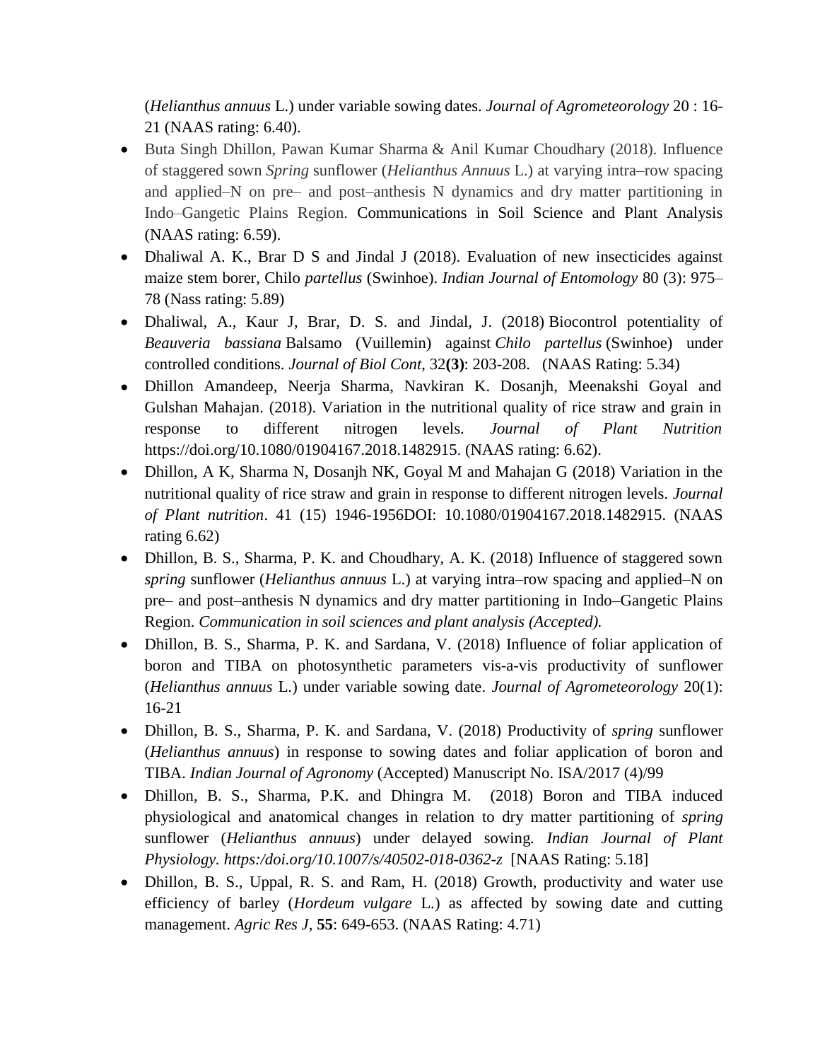(*Helianthus annuus* L.) under variable sowing dates. *Journal of Agrometeorology* 20 : 16-21 (NAAS rating: 6.40).

- Buta Singh Dhillon, Pawan Kumar Sharma & Anil Kumar Choudhary (2018). Influence of staggered sown *Spring* sunflower (*Helianthus Annuus* L.) at varying intra–row spacing and applied–N on pre– and post–anthesis N dynamics and dry matter partitioning in Indo–Gangetic Plains Region. Communications in Soil Science and Plant Analysis (NAAS rating: 6.59).
- Dhaliwal A. K., Brar D S and Jindal J (2018). Evaluation of new insecticides against maize stem borer, Chilo *partellus* (Swinhoe). *Indian Journal of Entomology* 80 (3): 975–78 (Nass rating: 5.89)
- Dhaliwal, A., Kaur J, Brar, D. S. and Jindal, J. (2018) Biocontrol potentiality of *Beauveria bassiana* Balsamo (Vuillemin) against *Chilo partellus* (Swinhoe) under controlled conditions. *Journal of Biol Cont*, 32**(3)**: 203-208. (NAAS Rating: 5.34)
- Dhillon Amandeep, Neerja Sharma, Navkiran K. Dosanjh, Meenakshi Goyal and Gulshan Mahajan. (2018). Variation in the nutritional quality of rice straw and grain in response to different nitrogen levels. *Journal of Plant Nutrition* https://doi.org/10.1080/01904167.2018.1482915. (NAAS rating: 6.62).
- Dhillon, A K, Sharma N, Dosanjh NK, Goyal M and Mahajan G (2018) Variation in the nutritional quality of rice straw and grain in response to different nitrogen levels. *Journal of Plant nutrition*. 41 (15) 1946-1956DOI: 10.1080/01904167.2018.1482915. (NAAS rating 6.62)
- Dhillon, B. S., Sharma, P. K. and Choudhary, A. K. (2018) Influence of staggered sown *spring* sunflower (*Helianthus annuus* L.) at varying intra–row spacing and applied–N on pre– and post–anthesis N dynamics and dry matter partitioning in Indo–Gangetic Plains Region. *Communication in soil sciences and plant analysis (Accepted).*
- Dhillon, B. S., Sharma, P. K. and Sardana, V. (2018) Influence of foliar application of boron and TIBA on photosynthetic parameters vis-a-vis productivity of sunflower (*Helianthus annuus* L.) under variable sowing date. *Journal of Agrometeorology* 20(1): 16-21
- Dhillon, B. S., Sharma, P. K. and Sardana, V. (2018) Productivity of *spring* sunflower (*Helianthus annuus*) in response to sowing dates and foliar application of boron and TIBA. *Indian Journal of Agronomy* (Accepted) Manuscript No. ISA/2017 (4)/99
- Dhillon, B. S., Sharma, P.K. and Dhingra M. (2018) Boron and TIBA induced physiological and anatomical changes in relation to dry matter partitioning of *spring* sunflower (*Helianthus annuus*) under delayed sowing. *Indian Journal of Plant Physiology. https:/doi.org/10.1007/s/40502-018-0362-z* [NAAS Rating: 5.18]
- Dhillon, B. S., Uppal, R. S. and Ram, H. (2018) Growth, productivity and water use efficiency of barley (*Hordeum vulgare* L.) as affected by sowing date and cutting management. *Agric Res J*, **55**: 649-653. (NAAS Rating: 4.71)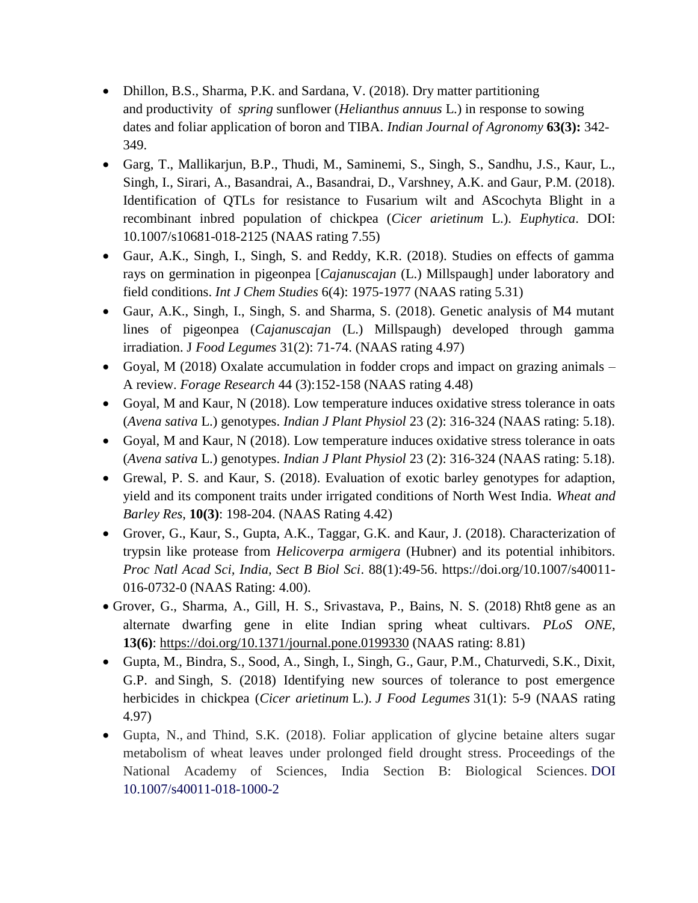- Dhillon, B.S., Sharma, P.K. and Sardana, V. (2018). Dry matter partitioning and productivity of *spring* sunflower (*Helianthus annuus* L.) in response to sowing dates and foliar application of boron and TIBA. *Indian Journal of Agronomy* **63(3):** 342-349.
- Garg, T., Mallikarjun, B.P., Thudi, M., Saminemi, S., Singh, S., Sandhu, J.S., Kaur, L., Singh, I., Sirari, A., Basandrai, A., Basandrai, D., Varshney, A.K. and Gaur, P.M. (2018). Identification of QTLs for resistance to Fusarium wilt and AScochyta Blight in a recombinant inbred population of chickpea (*Cicer arietinum* L.). *Euphytica*. DOI: 10.1007/s10681-018-2125 (NAAS rating 7.55)
- Gaur, A.K., Singh, I., Singh, S. and Reddy, K.R. (2018). Studies on effects of gamma rays on germination in pigeonpea [*Cajanuscajan* (L.) Millspaugh] under laboratory and field conditions. *Int J Chem Studies* 6(4): 1975-1977 (NAAS rating 5.31)
- Gaur, A.K., Singh, I., Singh, S. and Sharma, S. (2018). Genetic analysis of M4 mutant lines of pigeonpea (*Cajanuscajan* (L.) Millspaugh) developed through gamma irradiation. J *Food Legumes* 31(2): 71-74. (NAAS rating 4.97)
- Goyal, M (2018) Oxalate accumulation in fodder crops and impact on grazing animals – A review. *Forage Research* 44 (3):152-158 (NAAS rating 4.48)
- Goyal, M and Kaur, N (2018). Low temperature induces oxidative stress tolerance in oats (*Avena sativa* L.) genotypes. *Indian J Plant Physiol* 23 (2): 316-324 (NAAS rating: 5.18).
- Goyal, M and Kaur, N (2018). Low temperature induces oxidative stress tolerance in oats (*Avena sativa* L.) genotypes. *Indian J Plant Physiol* 23 (2): 316-324 (NAAS rating: 5.18).
- Grewal, P. S. and Kaur, S. (2018). Evaluation of exotic barley genotypes for adaption, yield and its component traits under irrigated conditions of North West India. *Wheat and Barley Res*, **10(3)**: 198-204. (NAAS Rating 4.42)
- Grover, G., Kaur, S., Gupta, A.K., Taggar, G.K. and Kaur, J. (2018). Characterization of trypsin like protease from *Helicoverpa armigera* (Hubner) and its potential inhibitors. *Proc Natl Acad Sci, India, Sect B Biol Sci*. 88(1):49-56. https://doi.org/10.1007/s40011-016-0732-0 (NAAS Rating: 4.00).
- Grover, G., Sharma, A., Gill, H. S., Srivastava, P., Bains, N. S. (2018) Rht8 gene as an alternate dwarfing gene in elite Indian spring wheat cultivars. *PLoS ONE*, **13(6)**: https://doi.org/10.1371/journal.pone.0199330 (NAAS rating: 8.81)
- Gupta, M., Bindra, S., Sood, A., Singh, I., Singh, G., Gaur, P.M., Chaturvedi, S.K., Dixit, G.P. and Singh, S. (2018) Identifying new sources of tolerance to post emergence herbicides in chickpea (*Cicer arietinum* L.). *J Food Legumes* 31(1): 5-9 (NAAS rating 4.97)
- Gupta, N., and Thind, S.K. (2018). Foliar application of glycine betaine alters sugar metabolism of wheat leaves under prolonged field drought stress. Proceedings of the National Academy of Sciences, India Section B: Biological Sciences. DOI 10.1007/s40011-018-1000-2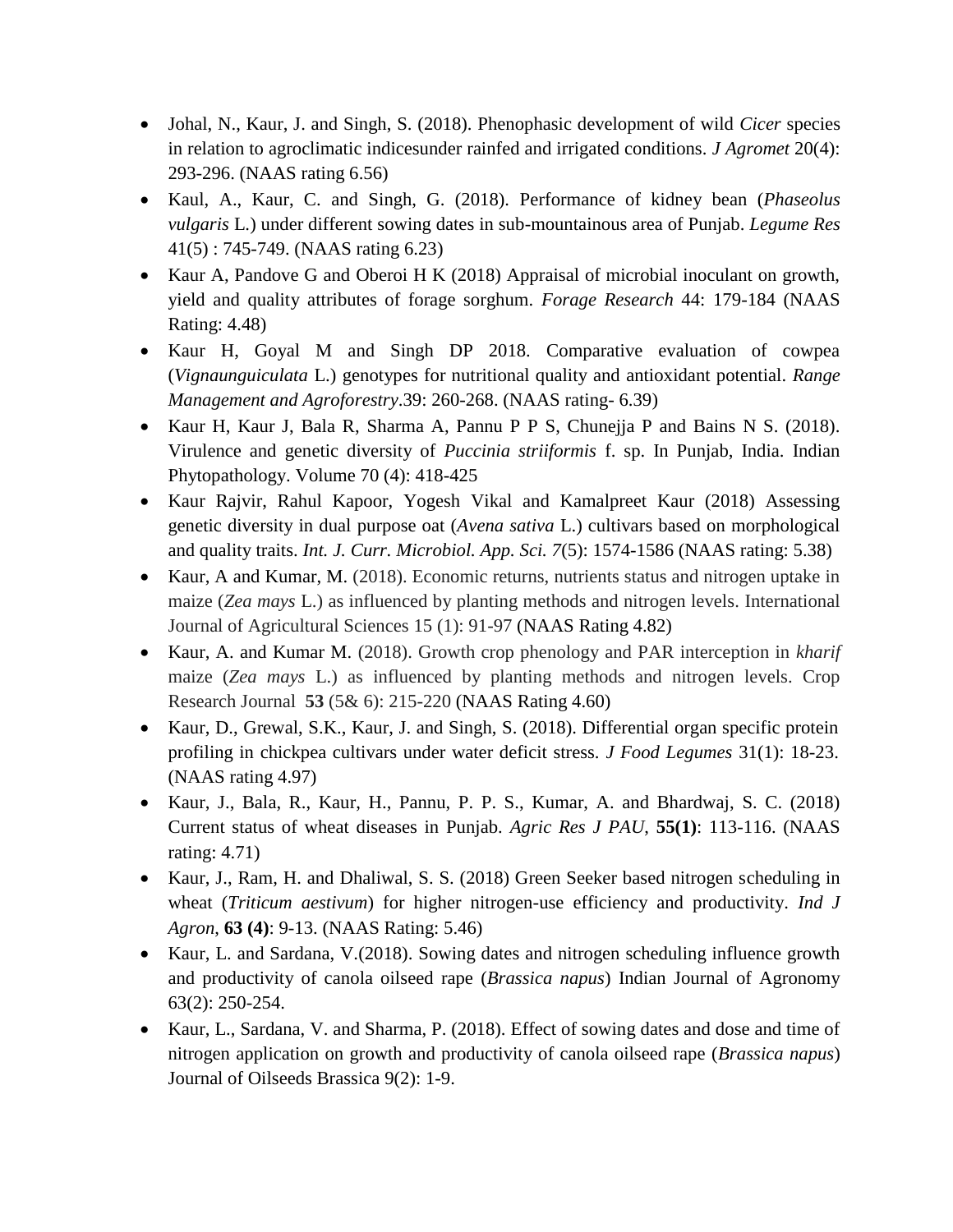- Johal, N., Kaur, J. and Singh, S. (2018). Phenophasic development of wild *Cicer* species in relation to agroclimatic indicesunder rainfed and irrigated conditions. *J Agromet* 20(4): 293-296. (NAAS rating 6.56)
- Kaul, A., Kaur, C. and Singh, G. (2018). Performance of kidney bean (*Phaseolus vulgaris* L.) under different sowing dates in sub-mountainous area of Punjab. *Legume Res* 41(5) : 745-749. (NAAS rating 6.23)
- Kaur A, Pandove G and Oberoi H K (2018) Appraisal of microbial inoculant on growth, yield and quality attributes of forage sorghum. *Forage Research* 44: 179-184 (NAAS Rating: 4.48)
- Kaur H, Goyal M and Singh DP 2018. Comparative evaluation of cowpea (*Vignaunguiculata* L.) genotypes for nutritional quality and antioxidant potential. *Range Management and Agroforestry*.39: 260-268. (NAAS rating- 6.39)
- Kaur H, Kaur J, Bala R, Sharma A, Pannu P P S, Chunejja P and Bains N S. (2018). Virulence and genetic diversity of *Puccinia striiformis* f. sp. In Punjab, India. Indian Phytopathology. Volume 70 (4): 418-425
- Kaur Rajvir, Rahul Kapoor, Yogesh Vikal and Kamalpreet Kaur (2018) Assessing genetic diversity in dual purpose oat (*Avena sativa* L.) cultivars based on morphological and quality traits. *Int. J. Curr. Microbiol. App. Sci. 7*(5): 1574-1586 (NAAS rating: 5.38)
- Kaur, A and Kumar, M. (2018). Economic returns, nutrients status and nitrogen uptake in maize (*Zea mays* L.) as influenced by planting methods and nitrogen levels. International Journal of Agricultural Sciences 15 (1): 91-97 (NAAS Rating 4.82)
- Kaur, A. and Kumar M. (2018). Growth crop phenology and PAR interception in *kharif* maize (*Zea mays* L.) as influenced by planting methods and nitrogen levels. Crop Research Journal **53** (5& 6): 215-220 (NAAS Rating 4.60)
- Kaur, D., Grewal, S.K., Kaur, J. and Singh, S. (2018). Differential organ specific protein profiling in chickpea cultivars under water deficit stress. *J Food Legumes* 31(1): 18-23. (NAAS rating 4.97)
- Kaur, J., Bala, R., Kaur, H., Pannu, P. P. S., Kumar, A. and Bhardwaj, S. C. (2018) Current status of wheat diseases in Punjab. *Agric Res J PAU*, **55(1)**: 113-116. (NAAS rating: 4.71)
- Kaur, J., Ram, H. and Dhaliwal, S. S. (2018) Green Seeker based nitrogen scheduling in wheat (*Triticum aestivum*) for higher nitrogen-use efficiency and productivity. *Ind J Agron*, **63 (4)**: 9-13. (NAAS Rating: 5.46)
- Kaur, L. and Sardana, V.(2018). Sowing dates and nitrogen scheduling influence growth and productivity of canola oilseed rape (*Brassica napus*) Indian Journal of Agronomy 63(2): 250-254.
- Kaur, L., Sardana, V. and Sharma, P. (2018). Effect of sowing dates and dose and time of nitrogen application on growth and productivity of canola oilseed rape (*Brassica napus*) Journal of Oilseeds Brassica 9(2): 1-9.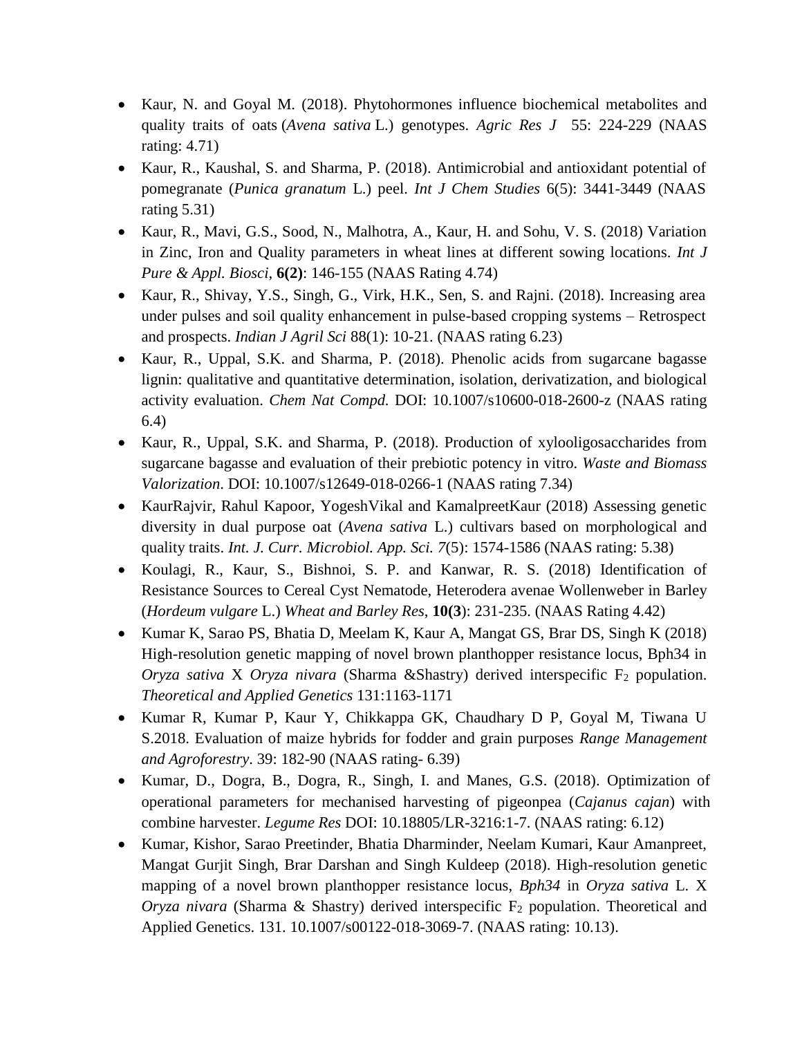- Kaur, N. and Goyal M. (2018). Phytohormones influence biochemical metabolites and quality traits of oats (*Avena sativa* L.) genotypes. *Agric Res J* 55: 224-229 (NAAS rating: 4.71)
- Kaur, R., Kaushal, S. and Sharma, P. (2018). Antimicrobial and antioxidant potential of pomegranate (*Punica granatum* L.) peel. *Int J Chem Studies* 6(5): 3441-3449 (NAAS rating 5.31)
- Kaur, R., Mavi, G.S., Sood, N., Malhotra, A., Kaur, H. and Sohu, V. S. (2018) Variation in Zinc, Iron and Quality parameters in wheat lines at different sowing locations. *Int J Pure & Appl. Biosci*, **6(2)**: 146-155 (NAAS Rating 4.74)
- Kaur, R., Shivay, Y.S., Singh, G., Virk, H.K., Sen, S. and Rajni. (2018). Increasing area under pulses and soil quality enhancement in pulse-based cropping systems – Retrospect and prospects. *Indian J Agril Sci* 88(1): 10-21. (NAAS rating 6.23)
- Kaur, R., Uppal, S.K. and Sharma, P. (2018). Phenolic acids from sugarcane bagasse lignin: qualitative and quantitative determination, isolation, derivatization, and biological activity evaluation. *Chem Nat Compd.* DOI: 10.1007/s10600-018-2600-z (NAAS rating 6.4)
- Kaur, R., Uppal, S.K. and Sharma, P. (2018). Production of xylooligosaccharides from sugarcane bagasse and evaluation of their prebiotic potency in vitro. *Waste and Biomass Valorization*. DOI: 10.1007/s12649-018-0266-1 (NAAS rating 7.34)
- KaurRajvir, Rahul Kapoor, YogeshVikal and KamalpreetKaur (2018) Assessing genetic diversity in dual purpose oat (*Avena sativa* L.) cultivars based on morphological and quality traits. *Int. J. Curr. Microbiol. App. Sci. 7*(5): 1574-1586 (NAAS rating: 5.38)
- Koulagi, R., Kaur, S., Bishnoi, S. P. and Kanwar, R. S. (2018) Identification of Resistance Sources to Cereal Cyst Nematode, Heterodera avenae Wollenweber in Barley (*Hordeum vulgare* L.) *Wheat and Barley Res*, **10(3)**: 231-235. (NAAS Rating 4.42)
- Kumar K, Sarao PS, Bhatia D, Meelam K, Kaur A, Mangat GS, Brar DS, Singh K (2018) High-resolution genetic mapping of novel brown planthopper resistance locus, Bph34 in *Oryza sativa* X *Oryza nivara* (Sharma &Shastry) derived interspecific $F_2$ population. *Theoretical and Applied Genetics* 131:1163-1171
- Kumar R, Kumar P, Kaur Y, Chikkappa GK, Chaudhary D P, Goyal M, Tiwana U S.2018. Evaluation of maize hybrids for fodder and grain purposes *Range Management and Agroforestry*. 39: 182-90 (NAAS rating- 6.39)
- Kumar, D., Dogra, B., Dogra, R., Singh, I. and Manes, G.S. (2018). Optimization of operational parameters for mechanised harvesting of pigeonpea (*Cajanus cajan*) with combine harvester. *Legume Res* DOI: 10.18805/LR-3216:1-7. (NAAS rating: 6.12)
- Kumar, Kishor, Sarao Preetinder, Bhatia Dharminder, Neelam Kumari, Kaur Amanpreet, Mangat Gurjit Singh, Brar Darshan and Singh Kuldeep (2018). High-resolution genetic mapping of a novel brown planthopper resistance locus, *Bph34* in *Oryza sativa* L. X *Oryza nivara* (Sharma & Shastry) derived interspecific $F_2$ population. Theoretical and Applied Genetics. 131. 10.1007/s00122-018-3069-7. (NAAS rating: 10.13).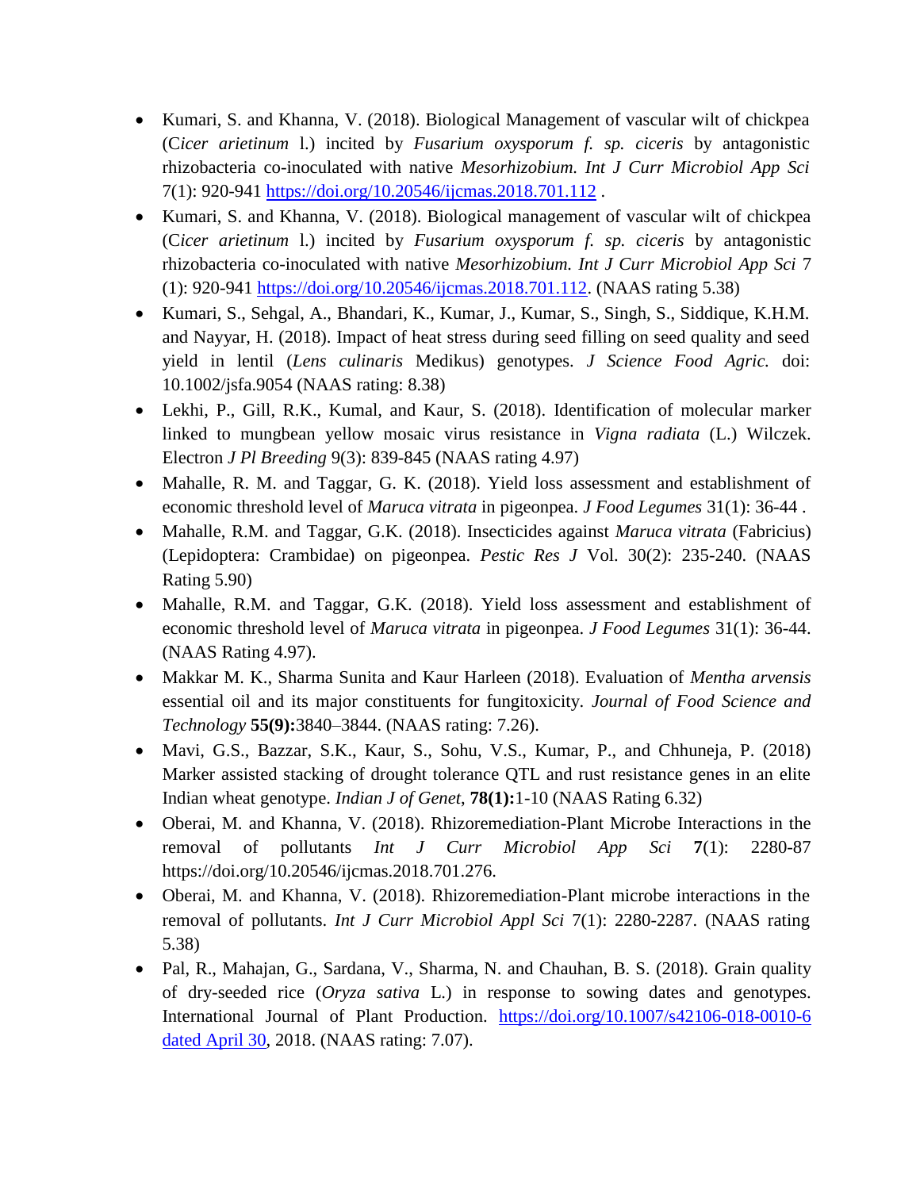- Kumari, S. and Khanna, V. (2018). Biological Management of vascular wilt of chickpea (C*icer arietinum* l.) incited by *Fusarium oxysporum f. sp. ciceris* by antagonistic rhizobacteria co-inoculated with native *Mesorhizobium. Int J Curr Microbiol App Sci* 7(1): 920-941 https://doi.org/10.20546/ijcmas.2018.701.112 .
- Kumari, S. and Khanna, V. (2018). Biological management of vascular wilt of chickpea (C*icer arietinum* l.) incited by *Fusarium oxysporum f. sp. ciceris* by antagonistic rhizobacteria co-inoculated with native *Mesorhizobium. Int J Curr Microbiol App Sci* 7 (1): 920-941 https://doi.org/10.20546/ijcmas.2018.701.112. (NAAS rating 5.38)
- Kumari, S., Sehgal, A., Bhandari, K., Kumar, J., Kumar, S., Singh, S., Siddique, K.H.M. and Nayyar, H. (2018). Impact of heat stress during seed filling on seed quality and seed yield in lentil (*Lens culinaris* Medikus) genotypes. *J Science Food Agric.* doi: 10.1002/jsfa.9054 (NAAS rating: 8.38)
- Lekhi, P., Gill, R.K., Kumal, and Kaur, S. (2018). Identification of molecular marker linked to mungbean yellow mosaic virus resistance in *Vigna radiata* (L.) Wilczek. Electron *J Pl Breeding* 9(3): 839-845 (NAAS rating 4.97)
- Mahalle, R. M. and Taggar, G. K. (2018). Yield loss assessment and establishment of economic threshold level of *Maruca vitrata* in pigeonpea. *J Food Legumes* 31(1): 36-44 .
- Mahalle, R.M. and Taggar, G.K. (2018). Insecticides against *Maruca vitrata* (Fabricius) (Lepidoptera: Crambidae) on pigeonpea. *Pestic Res J* Vol. 30(2): 235-240. (NAAS Rating 5.90)
- Mahalle, R.M. and Taggar, G.K. (2018). Yield loss assessment and establishment of economic threshold level of *Maruca vitrata* in pigeonpea. *J Food Legumes* 31(1): 36-44. (NAAS Rating 4.97).
- Makkar M. K., Sharma Sunita and Kaur Harleen (2018). Evaluation of *Mentha arvensis* essential oil and its major constituents for fungitoxicity. *Journal of Food Science and Technology* **55(9):**3840–3844. (NAAS rating: 7.26).
- Mavi, G.S., Bazzar, S.K., Kaur, S., Sohu, V.S., Kumar, P., and Chhuneja, P. (2018) Marker assisted stacking of drought tolerance QTL and rust resistance genes in an elite Indian wheat genotype. *Indian J of Genet,* **78(1):**1-10 (NAAS Rating 6.32)
- Oberai, M. and Khanna, V. (2018). Rhizoremediation-Plant Microbe Interactions in the removal of pollutants *Int J Curr Microbiol App Sci* **7**(1): 2280-87 https://doi.org/10.20546/ijcmas.2018.701.276.
- Oberai, M. and Khanna, V. (2018). Rhizoremediation-Plant microbe interactions in the removal of pollutants. *Int J Curr Microbiol Appl Sci* 7(1): 2280-2287. (NAAS rating 5.38)
- Pal, R., Mahajan, G., Sardana, V., Sharma, N. and Chauhan, B. S. (2018). Grain quality of dry-seeded rice (*Oryza sativa* L.) in response to sowing dates and genotypes. International Journal of Plant Production. https://doi.org/10.1007/s42106-018-0010-6 dated April 30, 2018. (NAAS rating: 7.07).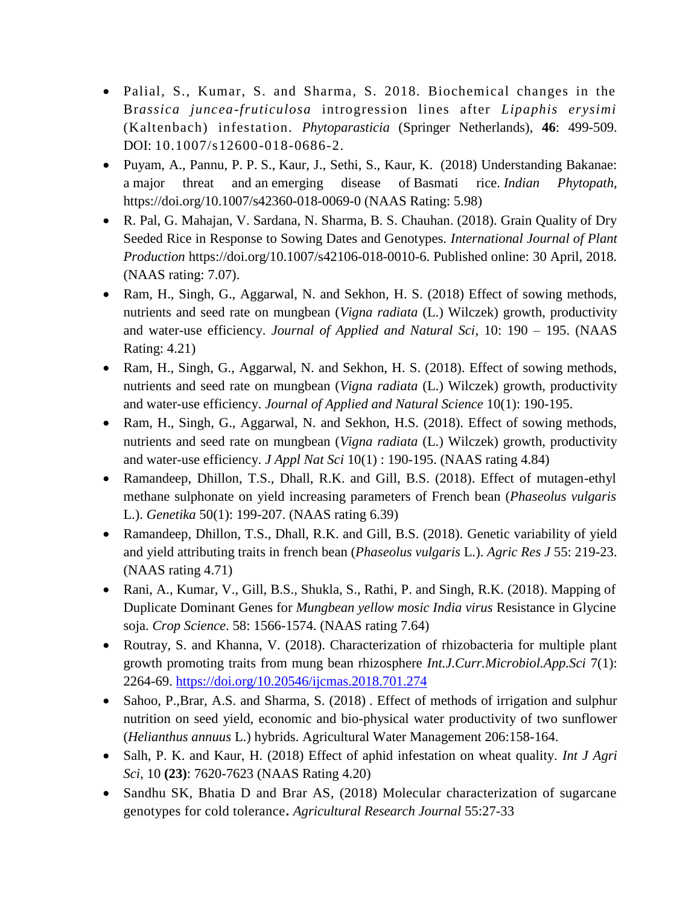- Palial, S., Kumar, S. and Sharma, S. 2018. Biochemical changes in the Br*assica juncea-fruticulosa* introgression lines after *Lipaphis erysimi* (Kaltenbach) infestation. *Phytoparasticia* (Springer Netherlands), **46**: 499-509. DOI: 10.1007/s12600-018-0686-2.
- Puyam, A., Pannu, P. P. S., Kaur, J., Sethi, S., Kaur, K. (2018) Understanding Bakanae: a major threat and an emerging disease of Basmati rice. *Indian Phytopath*, https://doi.org/10.1007/s42360-018-0069-0 (NAAS Rating: 5.98)
- R. Pal, G. Mahajan, V. Sardana, N. Sharma, B. S. Chauhan. (2018). Grain Quality of Dry Seeded Rice in Response to Sowing Dates and Genotypes. *International Journal of Plant Production* https://doi.org/10.1007/s42106-018-0010-6. Published online: 30 April, 2018. (NAAS rating: 7.07).
- Ram, H., Singh, G., Aggarwal, N. and Sekhon, H. S. (2018) Effect of sowing methods, nutrients and seed rate on mungbean (*Vigna radiata* (L.) Wilczek) growth, productivity and water-use efficiency. *Journal of Applied and Natural Sci*, 10: 190 – 195. (NAAS Rating: 4.21)
- Ram, H., Singh, G., Aggarwal, N. and Sekhon, H. S. (2018). Effect of sowing methods, nutrients and seed rate on mungbean (*Vigna radiata* (L.) Wilczek) growth, productivity and water-use efficiency. *Journal of Applied and Natural Science* 10(1): 190-195.
- Ram, H., Singh, G., Aggarwal, N. and Sekhon, H.S. (2018). Effect of sowing methods, nutrients and seed rate on mungbean (*Vigna radiata* (L.) Wilczek) growth, productivity and water-use efficiency. *J Appl Nat Sci* 10(1) : 190-195. (NAAS rating 4.84)
- Ramandeep, Dhillon, T.S., Dhall, R.K. and Gill, B.S. (2018). Effect of mutagen-ethyl methane sulphonate on yield increasing parameters of French bean (*Phaseolus vulgaris* L.). *Genetika* 50(1): 199-207. (NAAS rating 6.39)
- Ramandeep, Dhillon, T.S., Dhall, R.K. and Gill, B.S. (2018). Genetic variability of yield and yield attributing traits in french bean (*Phaseolus vulgaris* L.). *Agric Res J* 55: 219-23. (NAAS rating 4.71)
- Rani, A., Kumar, V., Gill, B.S., Shukla, S., Rathi, P. and Singh, R.K. (2018). Mapping of Duplicate Dominant Genes for *Mungbean yellow mosic India virus* Resistance in Glycine soja. *Crop Science*. 58: 1566-1574. (NAAS rating 7.64)
- Routray, S. and Khanna, V. (2018). Characterization of rhizobacteria for multiple plant growth promoting traits from mung bean rhizosphere *Int.J.Curr.Microbiol.App.Sci* 7(1): 2264-69. https://doi.org/10.20546/ijcmas.2018.701.274
- Sahoo, P.,Brar, A.S. and Sharma, S. (2018) . Effect of methods of irrigation and sulphur nutrition on seed yield, economic and bio-physical water productivity of two sunflower (*Helianthus annuus* L.) hybrids. Agricultural Water Management 206:158-164.
- Salh, P. K. and Kaur, H. (2018) Effect of aphid infestation on wheat quality. *Int J Agri Sci*, 10 **(23)**: 7620-7623 (NAAS Rating 4.20)
- Sandhu SK, Bhatia D and Brar AS, (2018) Molecular characterization of sugarcane genotypes for cold tolerance**.** *Agricultural Research Journal* 55:27-33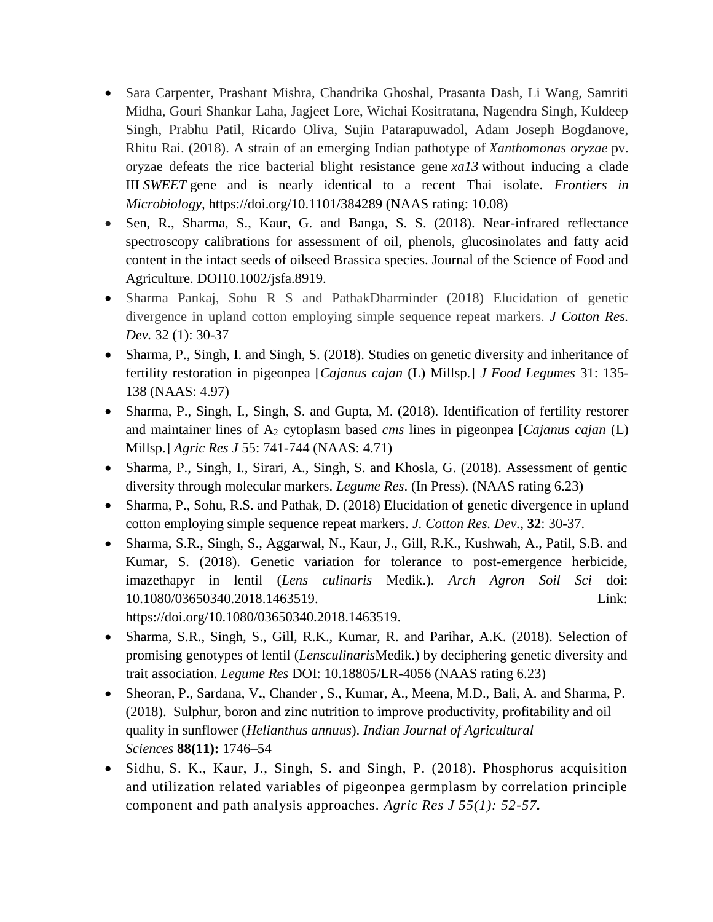- Sara Carpenter, Prashant Mishra, Chandrika Ghoshal, Prasanta Dash, Li Wang, Samriti Midha, Gouri Shankar Laha, Jagjeet Lore, Wichai Kositratana, Nagendra Singh, Kuldeep Singh, Prabhu Patil, Ricardo Oliva, Sujin Patarapuwadol, Adam Joseph Bogdanove, Rhitu Rai. (2018). A strain of an emerging Indian pathotype of *Xanthomonas oryzae* pv. oryzae defeats the rice bacterial blight resistance gene *xa13* without inducing a clade III *SWEET* gene and is nearly identical to a recent Thai isolate. *Frontiers in Microbiology,* https://doi.org/10.1101/384289 (NAAS rating: 10.08)
- Sen, R., Sharma, S., Kaur, G. and Banga, S. S. (2018). Near-infrared reflectance spectroscopy calibrations for assessment of oil, phenols, glucosinolates and fatty acid content in the intact seeds of oilseed Brassica species. Journal of the Science of Food and Agriculture. DOI10.1002/jsfa.8919.
- Sharma Pankaj, Sohu R S and PathakDharminder (2018) Elucidation of genetic divergence in upland cotton employing simple sequence repeat markers. *J Cotton Res. Dev.* 32 (1): 30-37
- Sharma, P., Singh, I. and Singh, S. (2018). Studies on genetic diversity and inheritance of fertility restoration in pigeonpea [*Cajanus cajan* (L) Millsp.] *J Food Legumes* 31: 135-138 (NAAS: 4.97)
- Sharma, P., Singh, I., Singh, S. and Gupta, M. (2018). Identification of fertility restorer and maintainer lines of $A_2$ cytoplasm based *cms* lines in pigeonpea [*Cajanus cajan* (L) Millsp.] *Agric Res J* 55: 741-744 (NAAS: 4.71)
- Sharma, P., Singh, I., Sirari, A., Singh, S. and Khosla, G. (2018). Assessment of gentic diversity through molecular markers. *Legume Res*. (In Press). (NAAS rating 6.23)
- Sharma, P., Sohu, R.S. and Pathak, D. (2018) Elucidation of genetic divergence in upland cotton employing simple sequence repeat markers. *J. Cotton Res. Dev.*, **32**: 30-37.
- Sharma, S.R., Singh, S., Aggarwal, N., Kaur, J., Gill, R.K., Kushwah, A., Patil, S.B. and Kumar, S. (2018). Genetic variation for tolerance to post-emergence herbicide, imazethapyr in lentil (*Lens culinaris* Medik.). *Arch Agron Soil Sci* doi: 10.1080/03650340.2018.1463519. Link: https://doi.org/10.1080/03650340.2018.1463519.
- Sharma, S.R., Singh, S., Gill, R.K., Kumar, R. and Parihar, A.K. (2018). Selection of promising genotypes of lentil (*Lensculinaris*Medik.) by deciphering genetic diversity and trait association. *Legume Res* DOI: 10.18805/LR-4056 (NAAS rating 6.23)
- Sheoran, P., Sardana, V**.**, Chander , S., Kumar, A., Meena, M.D., Bali, A. and Sharma, P. (2018). Sulphur, boron and zinc nutrition to improve productivity, profitability and oil quality in sunflower (*Helianthus annuus*). *Indian Journal of Agricultural Sciences* **88(11):** 1746–54
- Sidhu, S. K., Kaur, J., Singh, S. and Singh, P. (2018). Phosphorus acquisition and utilization related variables of pigeonpea germplasm by correlation principle component and path analysis approaches. *Agric Res J 55(1): 52-57***.**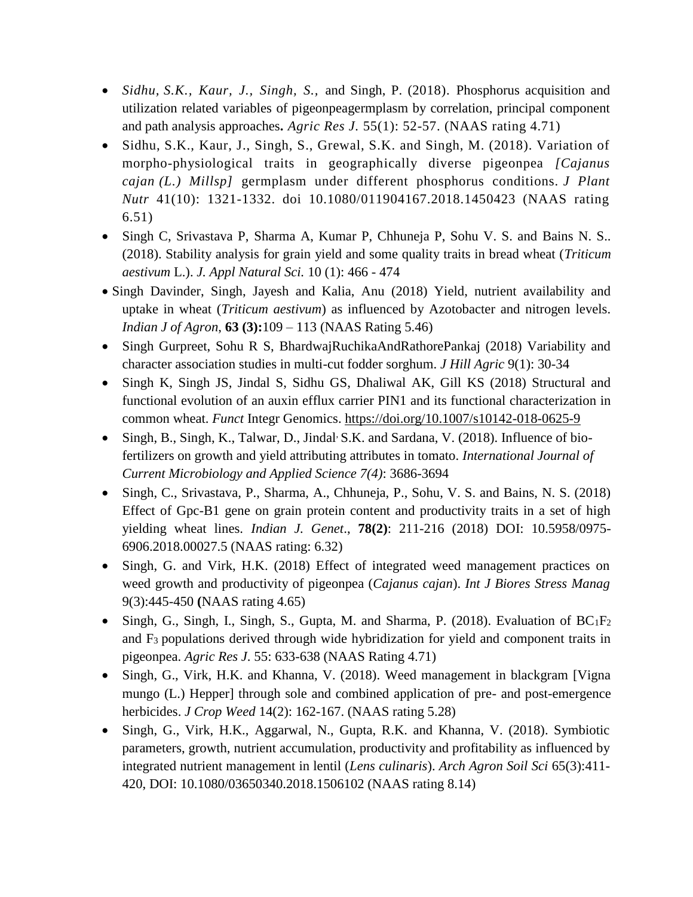- *Sidhu, S.K., Kaur, J., Singh, S.,* and Singh, P. (2018). Phosphorus acquisition and utilization related variables of pigeonpeagermplasm by correlation, principal component and path analysis approaches**.** *Agric Res J.* 55(1): 52-57. (NAAS rating 4.71)
- Sidhu, S.K., Kaur, J., Singh, S., Grewal, S.K. and Singh, M. (2018). Variation of morpho-physiological traits in geographically diverse pigeonpea *[Cajanus cajan (L.) Millsp]* germplasm under different phosphorus conditions. *J Plant Nutr* 41(10): 1321-1332. doi 10.1080/011904167.2018.1450423 (NAAS rating 6.51)
- Singh C, Srivastava P, Sharma A, Kumar P, Chhuneja P, Sohu V. S. and Bains N. S.. (2018). Stability analysis for grain yield and some quality traits in bread wheat (*Triticum aestivum* L.). *J. Appl Natural Sci.* 10 (1): 466 - 474
- Singh Davinder, Singh, Jayesh and Kalia, Anu (2018) Yield, nutrient availability and uptake in wheat (*Triticum aestivum*) as influenced by Azotobacter and nitrogen levels. *Indian J of Agron*, **63 (3):**109 – 113 (NAAS Rating 5.46)
- Singh Gurpreet, Sohu R S, BhardwajRuchikaAndRathorePankaj (2018) Variability and character association studies in multi-cut fodder sorghum. *J Hill Agric* 9(1): 30-34
- Singh K, Singh JS, Jindal S, Sidhu GS, Dhaliwal AK, Gill KS (2018) Structural and functional evolution of an auxin efflux carrier PIN1 and its functional characterization in common wheat. *Funct* Integr Genomics. https://doi.org/10.1007/s10142-018-0625-9
- Singh, B., Singh, K., Talwar, D., Jindal, S.K. and Sardana, V. (2018). Influence of bio-fertilizers on growth and yield attributing attributes in tomato. *International Journal of Current Microbiology and Applied Science 7(4)*: 3686-3694
- Singh, C., Srivastava, P., Sharma, A., Chhuneja, P., Sohu, V. S. and Bains, N. S. (2018) Effect of Gpc-B1 gene on grain protein content and productivity traits in a set of high yielding wheat lines. *Indian J. Genet*., **78(2)**: 211-216 (2018) DOI: 10.5958/0975-6906.2018.00027.5 (NAAS rating: 6.32)
- Singh, G. and Virk, H.K. (2018) Effect of integrated weed management practices on weed growth and productivity of pigeonpea (*Cajanus cajan*). *Int J Biores Stress Manag* 9(3):445-450 **(**NAAS rating 4.65)
- Singh, G., Singh, I., Singh, S., Gupta, M. and Sharma, P. (2018). Evaluation of $BC_1F_2$ and $F_3$ populations derived through wide hybridization for yield and component traits in pigeonpea. *Agric Res J.* 55: 633-638 (NAAS Rating 4.71)
- Singh, G., Virk, H.K. and Khanna, V. (2018). Weed management in blackgram [Vigna mungo (L.) Hepper] through sole and combined application of pre- and post-emergence herbicides. *J Crop Weed* 14(2): 162-167. (NAAS rating 5.28)
- Singh, G., Virk, H.K., Aggarwal, N., Gupta, R.K. and Khanna, V. (2018). Symbiotic parameters, growth, nutrient accumulation, productivity and profitability as influenced by integrated nutrient management in lentil (*Lens culinaris*). *Arch Agron Soil Sci* 65(3):411-420, DOI: 10.1080/03650340.2018.1506102 (NAAS rating 8.14)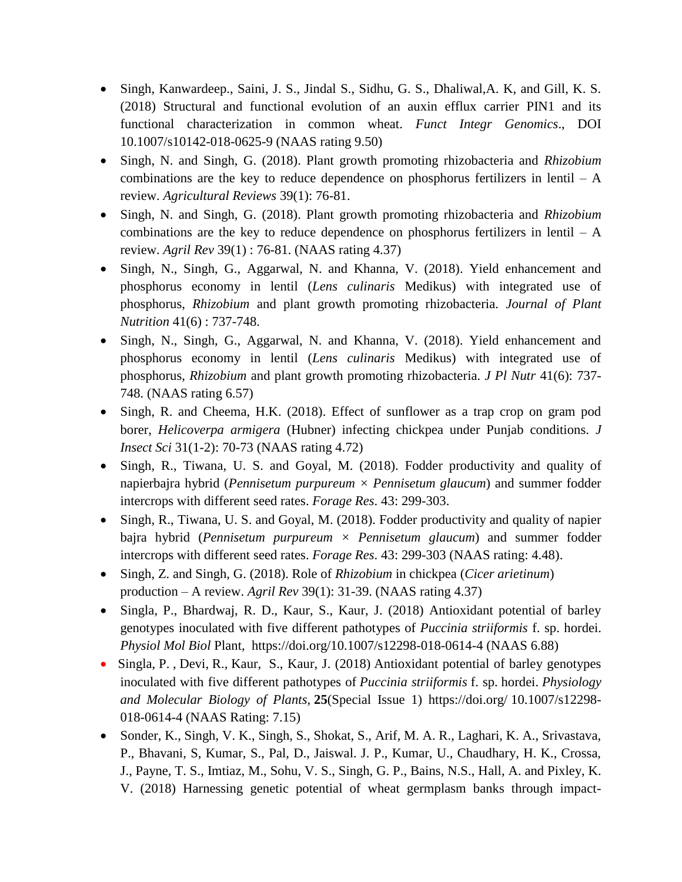- Singh, Kanwardeep., Saini, J. S., Jindal S., Sidhu, G. S., Dhaliwal,A. K, and Gill, K. S. (2018) Structural and functional evolution of an auxin efflux carrier PIN1 and its functional characterization in common wheat. *Funct Integr Genomics*., DOI 10.1007/s10142-018-0625-9 (NAAS rating 9.50)
- Singh, N. and Singh, G. (2018). Plant growth promoting rhizobacteria and *Rhizobium* combinations are the key to reduce dependence on phosphorus fertilizers in lentil – A review. *Agricultural Reviews* 39(1): 76-81.
- Singh, N. and Singh, G. (2018). Plant growth promoting rhizobacteria and *Rhizobium* combinations are the key to reduce dependence on phosphorus fertilizers in lentil – A review. *Agril Rev* 39(1) : 76-81. (NAAS rating 4.37)
- Singh, N., Singh, G., Aggarwal, N. and Khanna, V. (2018). Yield enhancement and phosphorus economy in lentil (*Lens culinaris* Medikus) with integrated use of phosphorus, *Rhizobium* and plant growth promoting rhizobacteria. *Journal of Plant Nutrition* 41(6) : 737-748.
- Singh, N., Singh, G., Aggarwal, N. and Khanna, V. (2018). Yield enhancement and phosphorus economy in lentil (*Lens culinaris* Medikus) with integrated use of phosphorus, *Rhizobium* and plant growth promoting rhizobacteria. *J Pl Nutr* 41(6): 737-748. (NAAS rating 6.57)
- Singh, R. and Cheema, H.K. (2018). Effect of sunflower as a trap crop on gram pod borer, *Helicoverpa armigera* (Hubner) infecting chickpea under Punjab conditions. *J Insect Sci* 31(1-2): 70-73 (NAAS rating 4.72)
- Singh, R., Tiwana, U. S. and Goyal, M. (2018). Fodder productivity and quality of napierbajra hybrid (*Pennisetum purpureum* × *Pennisetum glaucum*) and summer fodder intercrops with different seed rates. *Forage Res*. 43: 299-303.
- Singh, R., Tiwana, U. S. and Goyal, M. (2018). Fodder productivity and quality of napier bajra hybrid (*Pennisetum purpureum* × *Pennisetum glaucum*) and summer fodder intercrops with different seed rates. *Forage Res*. 43: 299-303 (NAAS rating: 4.48).
- Singh, Z. and Singh, G. (2018). Role of *Rhizobium* in chickpea (*Cicer arietinum*) production – A review. *Agril Rev* 39(1): 31-39. (NAAS rating 4.37)
- Singla, P., Bhardwaj, R. D., Kaur, S., Kaur, J. (2018) Antioxidant potential of barley genotypes inoculated with five different pathotypes of *Puccinia striiformis* f. sp. hordei. *Physiol Mol Biol* Plant, https://doi.org/10.1007/s12298-018-0614-4 (NAAS 6.88)
- Singla, P. , Devi, R., Kaur, S., Kaur, J. (2018) Antioxidant potential of barley genotypes inoculated with five different pathotypes of *Puccinia striiformis* f. sp. hordei. *Physiology and Molecular Biology of Plants*, **25**(Special Issue 1) https://doi.org/ 10.1007/s12298-018-0614-4 (NAAS Rating: 7.15)
- Sonder, K., Singh, V. K., Singh, S., Shokat, S., Arif, M. A. R., Laghari, K. A., Srivastava, P., Bhavani, S, Kumar, S., Pal, D., Jaiswal. J. P., Kumar, U., Chaudhary, H. K., Crossa, J., Payne, T. S., Imtiaz, M., Sohu, V. S., Singh, G. P., Bains, N.S., Hall, A. and Pixley, K. V. (2018) Harnessing genetic potential of wheat germplasm banks through impact-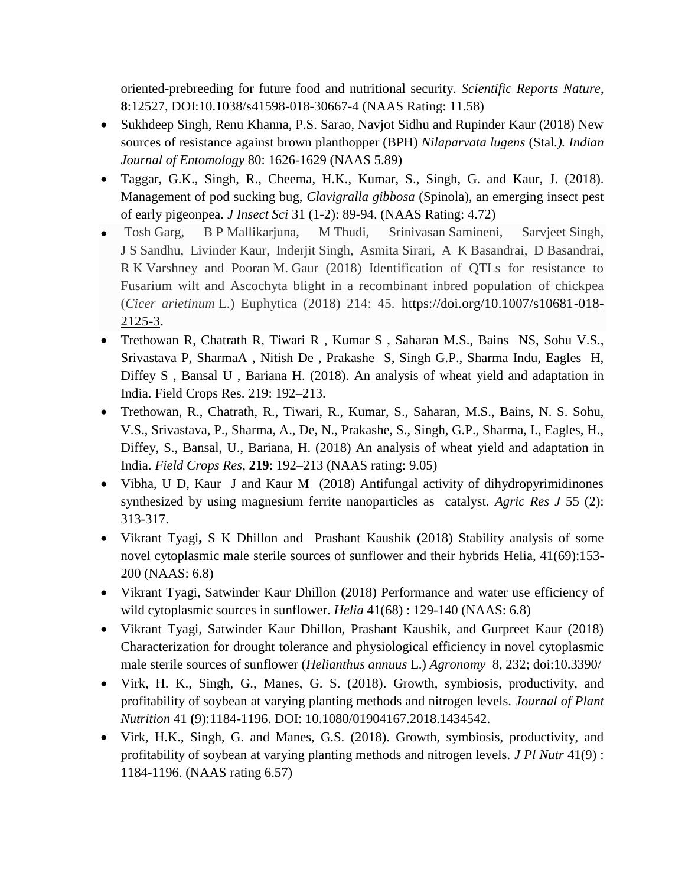oriented-prebreeding for future food and nutritional security. *Scientific Reports Nature*, **8**:12527, DOI:10.1038/s41598-018-30667-4 (NAAS Rating: 11.58)

- Sukhdeep Singh, Renu Khanna, P.S. Sarao, Navjot Sidhu and Rupinder Kaur (2018) New sources of resistance against brown planthopper (BPH) *Nilaparvata lugens* (Stal*.). Indian Journal of Entomology* 80: 1626-1629 (NAAS 5.89)
- Taggar, G.K., Singh, R., Cheema, H.K., Kumar, S., Singh, G. and Kaur, J. (2018). Management of pod sucking bug, *Clavigralla gibbosa* (Spinola), an emerging insect pest of early pigeonpea. *J Insect Sci* 31 (1-2): 89-94. (NAAS Rating: 4.72)
- Tosh Garg, B P Mallikarjuna, M Thudi, Srinivasan Samineni, Sarvjeet Singh, J S Sandhu, Livinder Kaur, Inderjit Singh, Asmita Sirari, A K Basandrai, D Basandrai, R K Varshney and Pooran M. Gaur (2018) Identification of QTLs for resistance to Fusarium wilt and Ascochyta blight in a recombinant inbred population of chickpea (*Cicer arietinum* L.) Euphytica (2018) 214: 45. https://doi.org/10.1007/s10681-018-2125-3.
- Trethowan R, Chatrath R, Tiwari R , Kumar S , Saharan M.S., Bains NS, Sohu V.S., Srivastava P, SharmaA , Nitish De , Prakashe S, Singh G.P., Sharma Indu, Eagles H, Diffey S , Bansal U , Bariana H. (2018). An analysis of wheat yield and adaptation in India. Field Crops Res. 219: 192–213.
- Trethowan, R., Chatrath, R., Tiwari, R., Kumar, S., Saharan, M.S., Bains, N. S. Sohu, V.S., Srivastava, P., Sharma, A., De, N., Prakashe, S., Singh, G.P., Sharma, I., Eagles, H., Diffey, S., Bansal, U., Bariana, H. (2018) An analysis of wheat yield and adaptation in India. *Field Crops Res*, **219**: 192–213 (NAAS rating: 9.05)
- Vibha, U D, Kaur J and Kaur M (2018) Antifungal activity of dihydropyrimidinones synthesized by using magnesium ferrite nanoparticles as catalyst. *Agric Res J* 55 (2): 313-317.
- Vikrant Tyagi**,** S K Dhillon and Prashant Kaushik (2018) Stability analysis of some novel cytoplasmic male sterile sources of sunflower and their hybrids Helia, 41(69):153-200 (NAAS: 6.8)
- Vikrant Tyagi, Satwinder Kaur Dhillon **(**2018) Performance and water use efficiency of wild cytoplasmic sources in sunflower. *Helia* 41(68) : 129-140 (NAAS: 6.8)
- Vikrant Tyagi, Satwinder Kaur Dhillon, Prashant Kaushik, and Gurpreet Kaur (2018) Characterization for drought tolerance and physiological efficiency in novel cytoplasmic male sterile sources of sunflower (*Helianthus annuus* L.) *Agronomy* 8, 232; doi:10.3390/
- Virk, H. K., Singh, G., Manes, G. S. (2018). Growth, symbiosis, productivity, and profitability of soybean at varying planting methods and nitrogen levels. *Journal of Plant Nutrition* 41 **(**9):1184-1196. DOI: 10.1080/01904167.2018.1434542.
- Virk, H.K., Singh, G. and Manes, G.S. (2018). Growth, symbiosis, productivity, and profitability of soybean at varying planting methods and nitrogen levels. *J Pl Nutr* 41(9) : 1184-1196. (NAAS rating 6.57)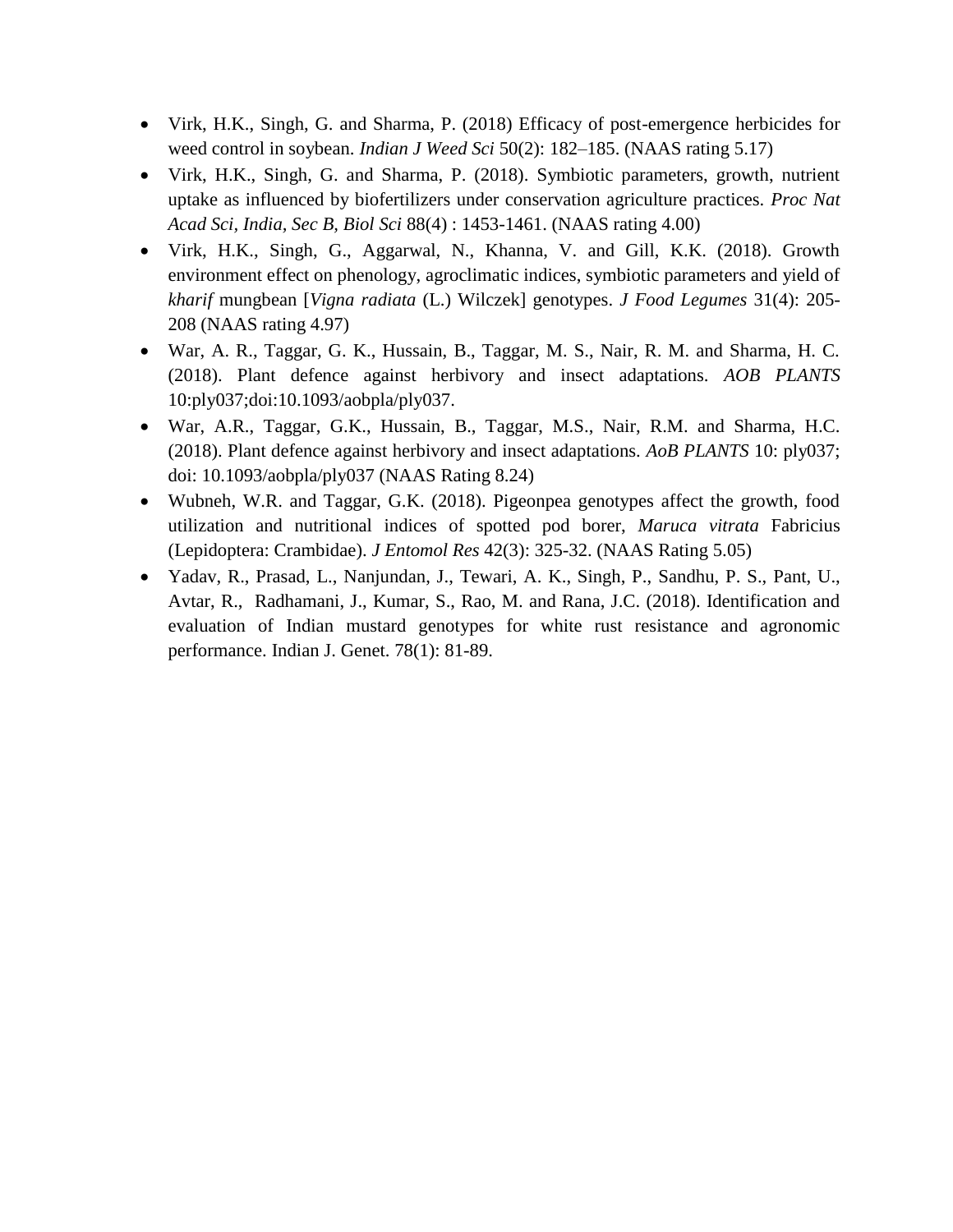- Virk, H.K., Singh, G. and Sharma, P. (2018) Efficacy of post-emergence herbicides for weed control in soybean. *Indian J Weed Sci* 50(2): 182–185. (NAAS rating 5.17)
- Virk, H.K., Singh, G. and Sharma, P. (2018). Symbiotic parameters, growth, nutrient uptake as influenced by biofertilizers under conservation agriculture practices. *Proc Nat Acad Sci, India, Sec B, Biol Sci* 88(4) : 1453-1461. (NAAS rating 4.00)
- Virk, H.K., Singh, G., Aggarwal, N., Khanna, V. and Gill, K.K. (2018). Growth environment effect on phenology, agroclimatic indices, symbiotic parameters and yield of *kharif* mungbean [*Vigna radiata* (L.) Wilczek] genotypes. *J Food Legumes* 31(4): 205-208 (NAAS rating 4.97)
- War, A. R., Taggar, G. K., Hussain, B., Taggar, M. S., Nair, R. M. and Sharma, H. C. (2018). Plant defence against herbivory and insect adaptations. *AOB PLANTS* 10:ply037;doi:10.1093/aobpla/ply037.
- War, A.R., Taggar, G.K., Hussain, B., Taggar, M.S., Nair, R.M. and Sharma, H.C. (2018). Plant defence against herbivory and insect adaptations. *AoB PLANTS* 10: ply037; doi: 10.1093/aobpla/ply037 (NAAS Rating 8.24)
- Wubneh, W.R. and Taggar, G.K. (2018). Pigeonpea genotypes affect the growth, food utilization and nutritional indices of spotted pod borer, *Maruca vitrata* Fabricius (Lepidoptera: Crambidae). *J Entomol Res* 42(3): 325-32. (NAAS Rating 5.05)
- Yadav, R., Prasad, L., Nanjundan, J., Tewari, A. K., Singh, P., Sandhu, P. S., Pant, U., Avtar, R., Radhamani, J., Kumar, S., Rao, M. and Rana, J.C. (2018). Identification and evaluation of Indian mustard genotypes for white rust resistance and agronomic performance. Indian J. Genet. 78(1): 81-89.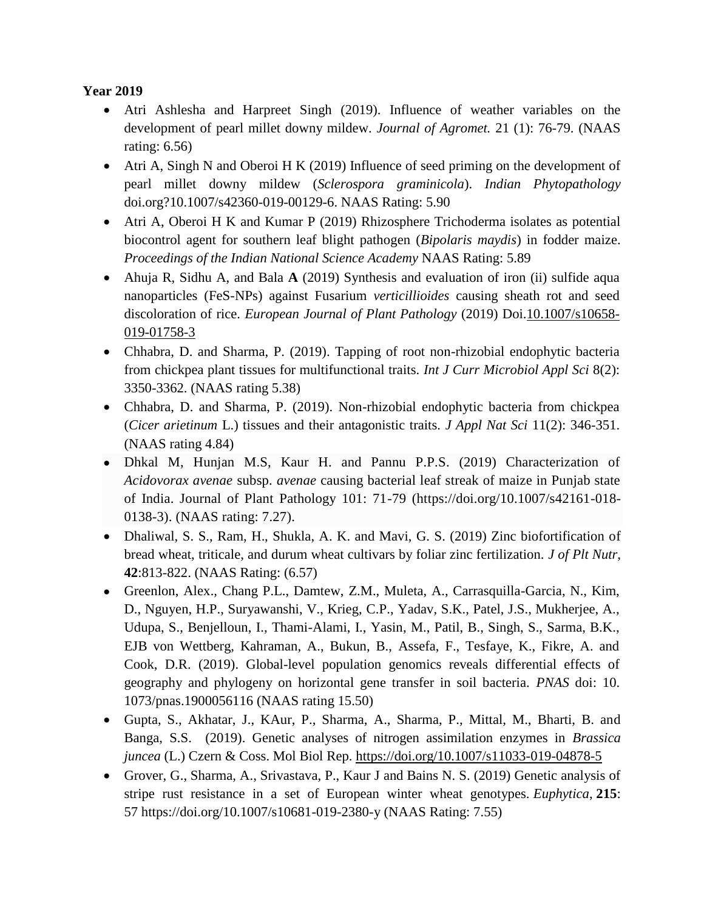**Year 2019**

- Atri Ashlesha and Harpreet Singh (2019). Influence of weather variables on the development of pearl millet downy mildew. *Journal of Agromet.* 21 (1): 76-79. (NAAS rating: 6.56)
- Atri A, Singh N and Oberoi H K (2019) Influence of seed priming on the development of pearl millet downy mildew (*Sclerospora graminicola*). *Indian Phytopathology* doi.org?10.1007/s42360-019-00129-6. NAAS Rating: 5.90
- Atri A, Oberoi H K and Kumar P (2019) Rhizosphere Trichoderma isolates as potential biocontrol agent for southern leaf blight pathogen (*Bipolaris maydis*) in fodder maize. *Proceedings of the Indian National Science Academy* NAAS Rating: 5.89
- Ahuja R, Sidhu A, and Bala **A** (2019) Synthesis and evaluation of iron (ii) sulfide aqua nanoparticles (FeS-NPs) against Fusarium *verticillioides* causing sheath rot and seed discoloration of rice. *European Journal of Plant Pathology* (2019) Doi.10.1007/s10658-019-01758-3
- Chhabra, D. and Sharma, P. (2019). Tapping of root non-rhizobial endophytic bacteria from chickpea plant tissues for multifunctional traits. *Int J Curr Microbiol Appl Sci* 8(2): 3350-3362. (NAAS rating 5.38)
- Chhabra, D. and Sharma, P. (2019). Non-rhizobial endophytic bacteria from chickpea (*Cicer arietinum* L.) tissues and their antagonistic traits. *J Appl Nat Sci* 11(2): 346-351. (NAAS rating 4.84)
- Dhkal M, Hunjan M.S, Kaur H. and Pannu P.P.S. (2019) Characterization of *Acidovorax avenae* subsp. *avenae* causing bacterial leaf streak of maize in Punjab state of India. Journal of Plant Pathology 101: 71-79 (https://doi.org/10.1007/s42161-018-0138-3). (NAAS rating: 7.27).
- Dhaliwal, S. S., Ram, H., Shukla, A. K. and Mavi, G. S. (2019) Zinc biofortification of bread wheat, triticale, and durum wheat cultivars by foliar zinc fertilization. *J of Plt Nutr*, **42**:813-822. (NAAS Rating: (6.57)
- Greenlon, Alex., Chang P.L., Damtew, Z.M., Muleta, A., Carrasquilla-Garcia, N., Kim, D., Nguyen, H.P., Suryawanshi, V., Krieg, C.P., Yadav, S.K., Patel, J.S., Mukherjee, A., Udupa, S., Benjelloun, I., Thami-Alami, I., Yasin, M., Patil, B., Singh, S., Sarma, B.K., EJB von Wettberg, Kahraman, A., Bukun, B., Assefa, F., Tesfaye, K., Fikre, A. and Cook, D.R. (2019). Global-level population genomics reveals differential effects of geography and phylogeny on horizontal gene transfer in soil bacteria. *PNAS* doi: 10. 1073/pnas.1900056116 (NAAS rating 15.50)
- Gupta, S., Akhatar, J., KAur, P., Sharma, A., Sharma, P., Mittal, M., Bharti, B. and Banga, S.S. (2019). Genetic analyses of nitrogen assimilation enzymes in *Brassica juncea* (L.) Czern & Coss. Mol Biol Rep. https://doi.org/10.1007/s11033-019-04878-5
- Grover, G., Sharma, A., Srivastava, P., Kaur J and Bains N. S. (2019) Genetic analysis of stripe rust resistance in a set of European winter wheat genotypes. *Euphytica*, **215**: 57 https://doi.org/10.1007/s10681-019-2380-y (NAAS Rating: 7.55)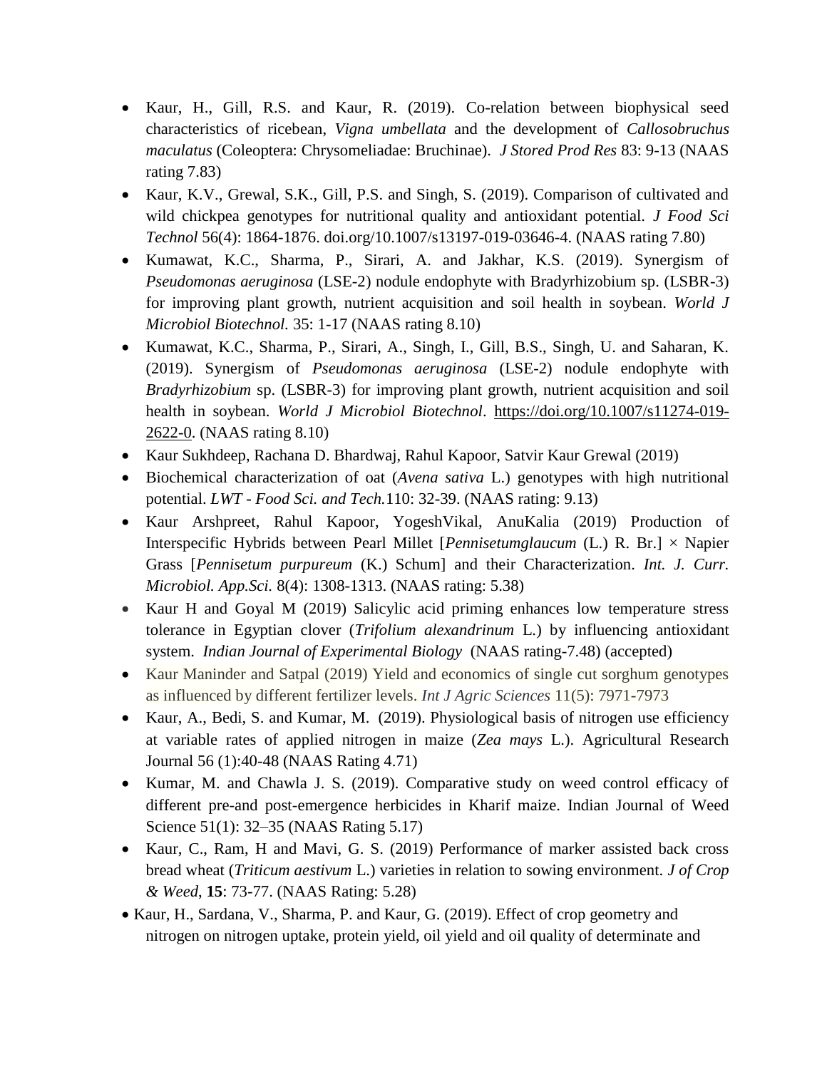- Kaur, H., Gill, R.S. and Kaur, R. (2019). Co-relation between biophysical seed characteristics of ricebean, *Vigna umbellata* and the development of *Callosobruchus maculatus* (Coleoptera: Chrysomeliadae: Bruchinae). *J Stored Prod Res* 83: 9-13 (NAAS rating 7.83)
- Kaur, K.V., Grewal, S.K., Gill, P.S. and Singh, S. (2019). Comparison of cultivated and wild chickpea genotypes for nutritional quality and antioxidant potential. *J Food Sci Technol* 56(4): 1864-1876. doi.org/10.1007/s13197-019-03646-4. (NAAS rating 7.80)
- Kumawat, K.C., Sharma, P., Sirari, A. and Jakhar, K.S. (2019). Synergism of *Pseudomonas aeruginosa* (LSE-2) nodule endophyte with Bradyrhizobium sp. (LSBR-3) for improving plant growth, nutrient acquisition and soil health in soybean. *World J Microbiol Biotechnol.* 35: 1-17 (NAAS rating 8.10)
- Kumawat, K.C., Sharma, P., Sirari, A., Singh, I., Gill, B.S., Singh, U. and Saharan, K. (2019). Synergism of *Pseudomonas aeruginosa* (LSE-2) nodule endophyte with *Bradyrhizobium* sp. (LSBR-3) for improving plant growth, nutrient acquisition and soil health in soybean. *World J Microbiol Biotechnol*. https://doi.org/10.1007/s11274-019-2622-0. (NAAS rating 8.10)
- Kaur Sukhdeep, Rachana D. Bhardwaj, Rahul Kapoor, Satvir Kaur Grewal (2019)
- Biochemical characterization of oat (*Avena sativa* L.) genotypes with high nutritional potential. *LWT - Food Sci. and Tech.*110: 32-39. (NAAS rating: 9.13)
- Kaur Arshpreet, Rahul Kapoor, YogeshVikal, AnuKalia (2019) Production of Interspecific Hybrids between Pearl Millet [*Pennisetumglaucum* (L.) R. Br.] × Napier Grass [*Pennisetum purpureum* (K.) Schum] and their Characterization. *Int. J. Curr. Microbiol. App.Sci.* 8(4): 1308-1313. (NAAS rating: 5.38)
- Kaur H and Goyal M (2019) Salicylic acid priming enhances low temperature stress tolerance in Egyptian clover (*Trifolium alexandrinum* L.) by influencing antioxidant system. *Indian Journal of Experimental Biology* (NAAS rating-7.48) (accepted)
- Kaur Maninder and Satpal (2019) Yield and economics of single cut sorghum genotypes as influenced by different fertilizer levels. *Int J Agric Sciences* 11(5): 7971-7973
- Kaur, A., Bedi, S. and Kumar, M. (2019). Physiological basis of nitrogen use efficiency at variable rates of applied nitrogen in maize (*Zea mays* L.). Agricultural Research Journal 56 (1):40-48 (NAAS Rating 4.71)
- Kumar, M. and Chawla J. S. (2019). Comparative study on weed control efficacy of different pre-and post-emergence herbicides in Kharif maize. Indian Journal of Weed Science 51(1): 32–35 (NAAS Rating 5.17)
- Kaur, C., Ram, H and Mavi, G. S. (2019) Performance of marker assisted back cross bread wheat (*Triticum aestivum* L.) varieties in relation to sowing environment. *J of Crop & Weed*, **15**: 73-77. (NAAS Rating: 5.28)
- Kaur, H., Sardana, V., Sharma, P. and Kaur, G. (2019). Effect of crop geometry and nitrogen on nitrogen uptake, protein yield, oil yield and oil quality of determinate and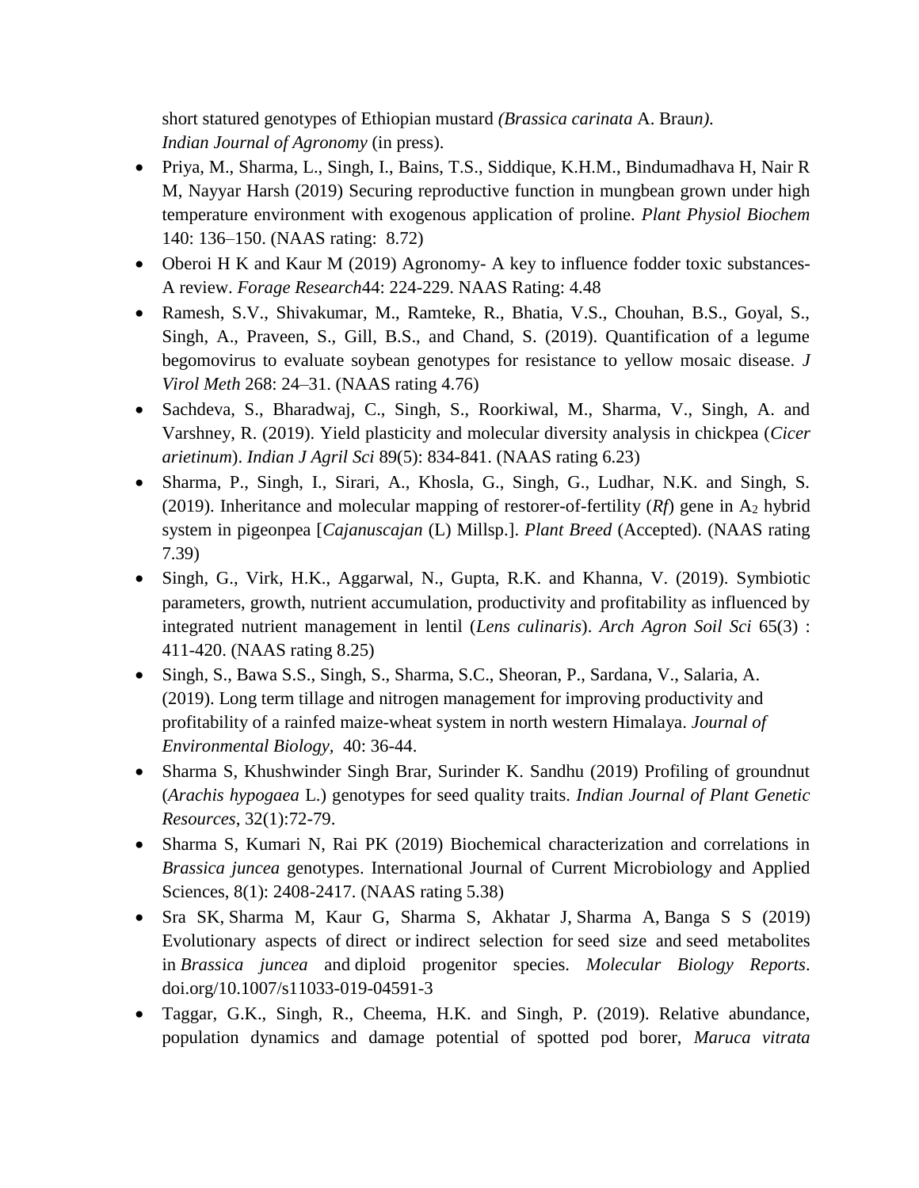short statured genotypes of Ethiopian mustard *(Brassica carinata* A. Braun*)*. *Indian Journal of Agronomy* (in press).

- Priya, M., Sharma, L., Singh, I., Bains, T.S., Siddique, K.H.M., Bindumadhava H, Nair R M, Nayyar Harsh (2019) Securing reproductive function in mungbean grown under high temperature environment with exogenous application of proline. *Plant Physiol Biochem* 140: 136–150. (NAAS rating: 8.72)
- Oberoi H K and Kaur M (2019) Agronomy- A key to influence fodder toxic substances- A review. *Forage Research*44: 224-229. NAAS Rating: 4.48
- Ramesh, S.V., Shivakumar, M., Ramteke, R., Bhatia, V.S., Chouhan, B.S., Goyal, S., Singh, A., Praveen, S., Gill, B.S., and Chand, S. (2019). Quantification of a legume begomovirus to evaluate soybean genotypes for resistance to yellow mosaic disease. *J Virol Meth* 268: 24–31. (NAAS rating 4.76)
- Sachdeva, S., Bharadwaj, C., Singh, S., Roorkiwal, M., Sharma, V., Singh, A. and Varshney, R. (2019). Yield plasticity and molecular diversity analysis in chickpea (*Cicer arietinum*). *Indian J Agril Sci* 89(5): 834-841. (NAAS rating 6.23)
- Sharma, P., Singh, I., Sirari, A., Khosla, G., Singh, G., Ludhar, N.K. and Singh, S. (2019). Inheritance and molecular mapping of restorer-of-fertility (*Rf*) gene in $A_2$ hybrid system in pigeonpea [*Cajanuscajan* (L) Millsp.]. *Plant Breed* (Accepted). (NAAS rating 7.39)
- Singh, G., Virk, H.K., Aggarwal, N., Gupta, R.K. and Khanna, V. (2019). Symbiotic parameters, growth, nutrient accumulation, productivity and profitability as influenced by integrated nutrient management in lentil (*Lens culinaris*). *Arch Agron Soil Sci* 65(3) : 411-420. (NAAS rating 8.25)
- Singh, S., Bawa S.S., Singh, S., Sharma, S.C., Sheoran, P., Sardana, V., Salaria, A. (2019). Long term tillage and nitrogen management for improving productivity and profitability of a rainfed maize-wheat system in north western Himalaya. *Journal of Environmental Biology,* 40: 36-44.
- Sharma S, Khushwinder Singh Brar, Surinder K. Sandhu (2019) Profiling of groundnut (*Arachis hypogaea* L.) genotypes for seed quality traits. *Indian Journal of Plant Genetic Resources*, 32(1):72-79.
- Sharma S, Kumari N, Rai PK (2019) Biochemical characterization and correlations in *Brassica juncea* genotypes. International Journal of Current Microbiology and Applied Sciences, 8(1): 2408-2417. (NAAS rating 5.38)
- Sra SK, Sharma M, Kaur G, Sharma S, Akhatar J, Sharma A, Banga S S (2019) Evolutionary aspects of direct or indirect selection for seed size and seed metabolites in *Brassica juncea* and diploid progenitor species. *Molecular Biology Reports*. doi.org/10.1007/s11033-019-04591-3
- Taggar, G.K., Singh, R., Cheema, H.K. and Singh, P. (2019). Relative abundance, population dynamics and damage potential of spotted pod borer, *Maruca vitrata*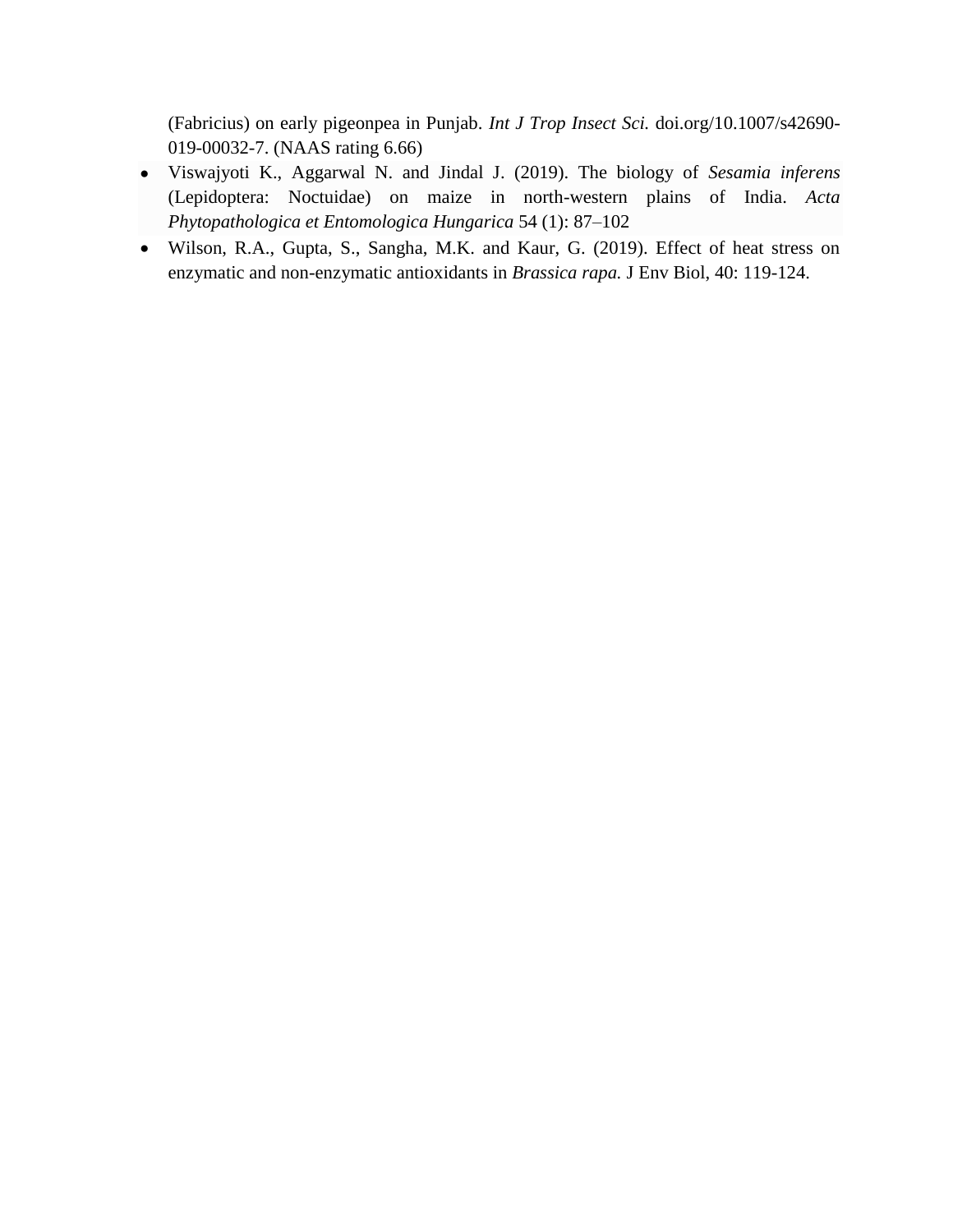(Fabricius) on early pigeonpea in Punjab. *Int J Trop Insect Sci.* doi.org/10.1007/s42690-019-00032-7. (NAAS rating 6.66)

- Viswajyoti K., Aggarwal N. and Jindal J. (2019). The biology of *Sesamia inferens* (Lepidoptera: Noctuidae) on maize in north-western plains of India. *Acta Phytopathologica et Entomologica Hungarica* 54 (1): 87–102
- Wilson, R.A., Gupta, S., Sangha, M.K. and Kaur, G. (2019). Effect of heat stress on enzymatic and non-enzymatic antioxidants in *Brassica rapa.* J Env Biol, 40: 119-124.